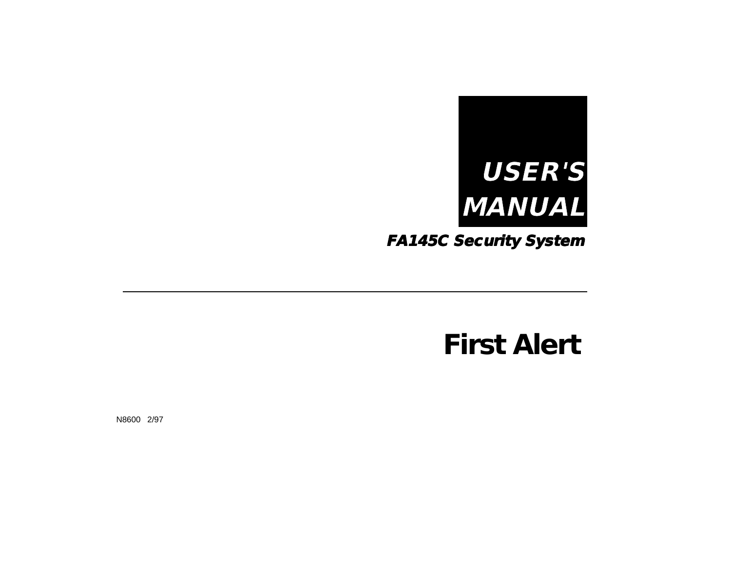# USER'S MANUAL

## *FA145C Security System*

---

# First Alert

N8600 2/97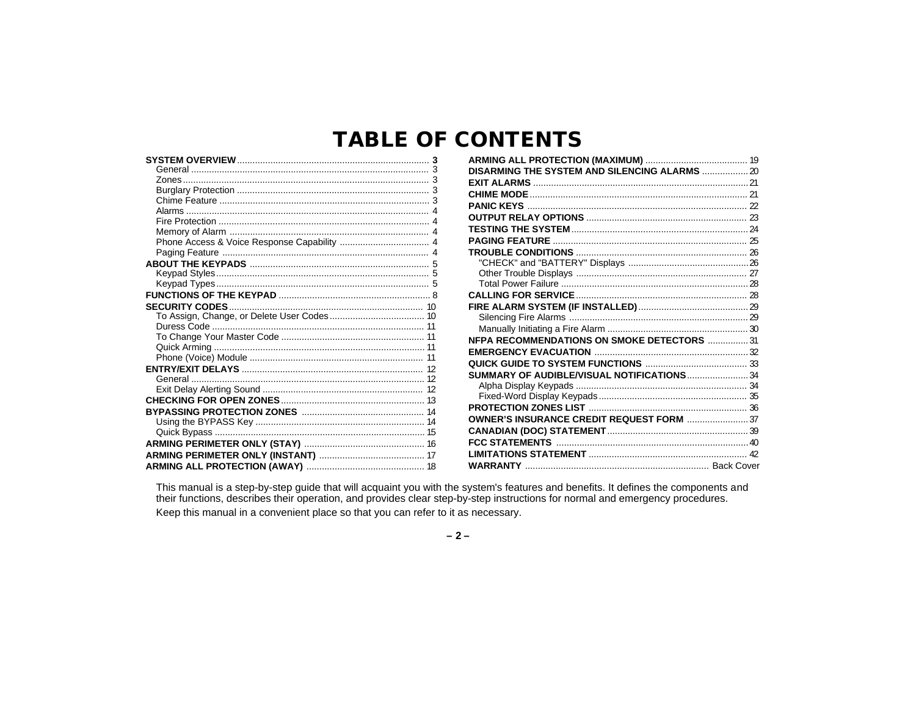# TABLE OF CONTENTS

**SYSTEM OVERVIEW** ... **3**
- General ... 3
- Zones ... 3
- Burglary Protection ... 3
- Chime Feature ... 3
- Alarms ... 4
- Fire Protection ... 4
- Memory of Alarm ... 4
- Phone Access & Voice Response Capability ... 4
- Paging Feature ... 4

**ABOUT THE KEYPADS** ... 5
- Keypad Styles ... 5
- Keypad Types ... 5

**FUNCTIONS OF THE KEYPAD** ... 8

**SECURITY CODES** ... 10
- To Assign, Change, or Delete User Codes ... 10
- Duress Code ... 11
- To Change Your Master Code ... 11
- Quick Arming ... 11
- Phone (Voice) Module ... 11

**ENTRY/EXIT DELAYS** ... 12
- General ... 12
- Exit Delay Alerting Sound ... 12

**CHECKING FOR OPEN ZONES** ... 13

**BYPASSING PROTECTION ZONES** ... 14
- Using the BYPASS Key ... 14
- Quick Bypass ... 15

**ARMING PERIMETER ONLY (STAY)** ... 16

**ARMING PERIMETER ONLY (INSTANT)** ... 17

**ARMING ALL PROTECTION (AWAY)** ... 18

**ARMING ALL PROTECTION (MAXIMUM)** ... 19

**DISARMING THE SYSTEM AND SILENCING ALARMS** ... 20

**EXIT ALARMS** ... 21

**CHIME MODE** ... 21

**PANIC KEYS** ... 22

**OUTPUT RELAY OPTIONS** ... 23

**TESTING THE SYSTEM** ... 24

**PAGING FEATURE** ... 25

**TROUBLE CONDITIONS** ... 26
- "CHECK" and "BATTERY" Displays ... 26
- Other Trouble Displays ... 27
- Total Power Failure ... 28

**CALLING FOR SERVICE** ... 28

**FIRE ALARM SYSTEM (IF INSTALLED)** ... 29
- Silencing Fire Alarms ... 29
- Manually Initiating a Fire Alarm ... 30

**NFPA RECOMMENDATIONS ON SMOKE DETECTORS** ... 31

**EMERGENCY EVACUATION** ... 32

**QUICK GUIDE TO SYSTEM FUNCTIONS** ... 33

**SUMMARY OF AUDIBLE/VISUAL NOTIFICATIONS** ... 34
- Alpha Display Keypads ... 34
- Fixed-Word Display Keypads ... 35

**PROTECTION ZONES LIST** ... 36

**OWNER'S INSURANCE CREDIT REQUEST FORM** ... 37

**CANADIAN (DOC) STATEMENT** ... 39

**FCC STATEMENTS** ... 40

**LIMITATIONS STATEMENT** ... 42

**WARRANTY** ... Back Cover

This manual is a step-by-step guide that will acquaint you with the system's features and benefits. It defines the components and their functions, describes their operation, and provides clear step-by-step instructions for normal and emergency procedures.

Keep this manual in a convenient place so that you can refer to it as necessary.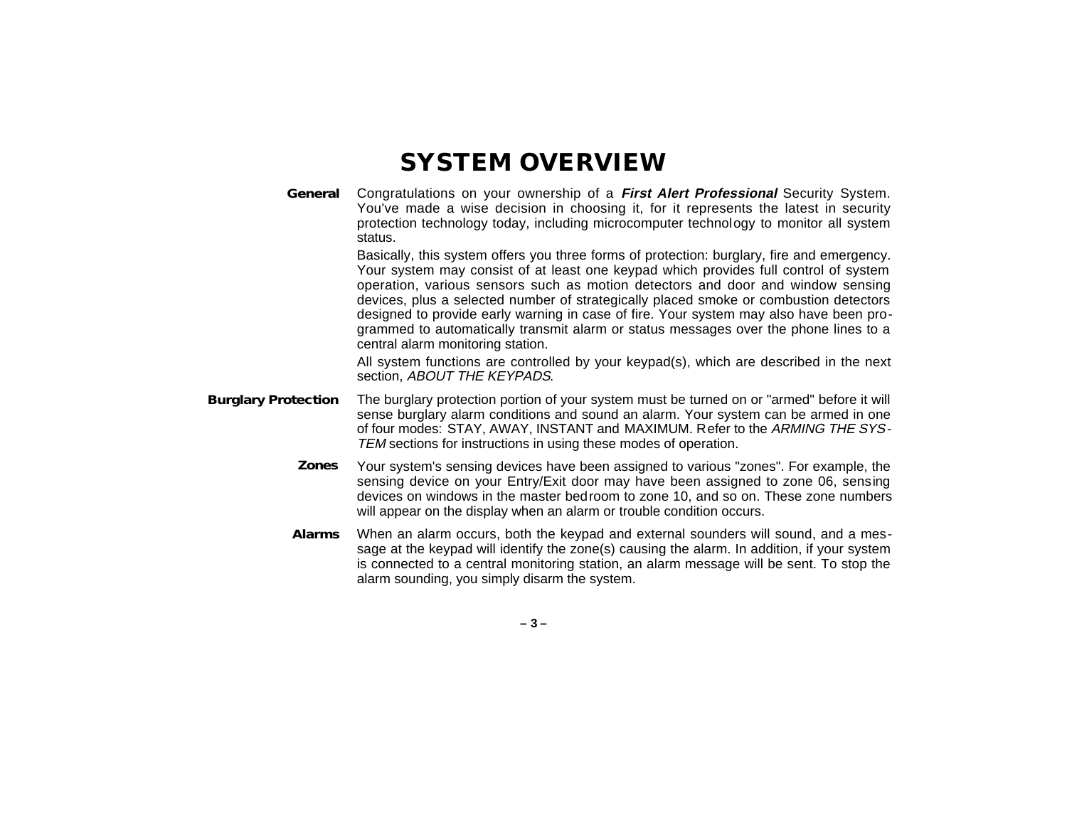# SYSTEM OVERVIEW

**General**

Congratulations on your ownership of a ***First Alert Professional*** Security System. You've made a wise decision in choosing it, for it represents the latest in security protection technology today, including microcomputer technology to monitor all system status.

Basically, this system offers you three forms of protection: burglary, fire and emergency. Your system may consist of at least one keypad which provides full control of system operation, various sensors such as motion detectors and door and window sensing devices, plus a selected number of strategically placed smoke or combustion detectors designed to provide early warning in case of fire. Your system may also have been programmed to automatically transmit alarm or status messages over the phone lines to a central alarm monitoring station.

All system functions are controlled by your keypad(s), which are described in the next section, *ABOUT THE KEYPADS*.

**Burglary Protection**

The burglary protection portion of your system must be turned on or "armed" before it will sense burglary alarm conditions and sound an alarm. Your system can be armed in one of four modes: STAY, AWAY, INSTANT and MAXIMUM. Refer to the *ARMING THE SYSTEM* sections for instructions in using these modes of operation.

**Zones**

Your system's sensing devices have been assigned to various "zones". For example, the sensing device on your Entry/Exit door may have been assigned to zone 06, sensing devices on windows in the master bedroom to zone 10, and so on. These zone numbers will appear on the display when an alarm or trouble condition occurs.

**Alarms**

When an alarm occurs, both the keypad and external sounders will sound, and a message at the keypad will identify the zone(s) causing the alarm. In addition, if your system is connected to a central monitoring station, an alarm message will be sent. To stop the alarm sounding, you simply disarm the system.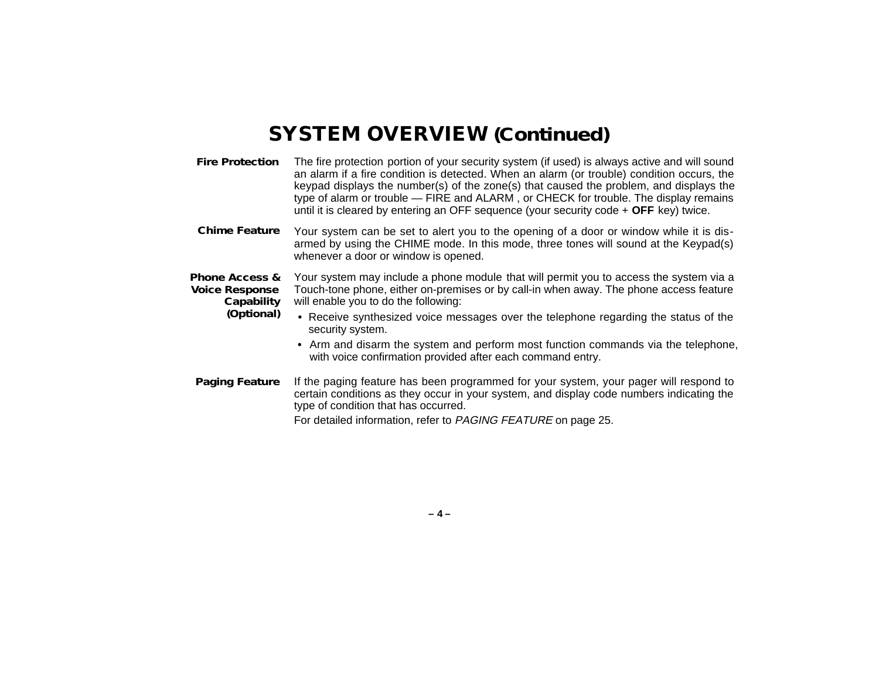# SYSTEM OVERVIEW (Continued)

**Fire Protection**

The fire protection portion of your security system (if used) is always active and will sound an alarm if a fire condition is detected. When an alarm (or trouble) condition occurs, the keypad displays the number(s) of the zone(s) that caused the problem, and displays the type of alarm or trouble — FIRE and ALARM , or CHECK for trouble. The display remains until it is cleared by entering an OFF sequence (your security code + **OFF** key) twice.

**Chime Feature**

Your system can be set to alert you to the opening of a door or window while it is disarmed by using the CHIME mode. In this mode, three tones will sound at the Keypad(s) whenever a door or window is opened.

**Phone Access & Voice Response Capability (Optional)**

Your system may include a phone module that will permit you to access the system via a Touch-tone phone, either on-premises or by call-in when away. The phone access feature will enable you to do the following:

- Receive synthesized voice messages over the telephone regarding the status of the security system.
- Arm and disarm the system and perform most function commands via the telephone, with voice confirmation provided after each command entry.

**Paging Feature**

If the paging feature has been programmed for your system, your pager will respond to certain conditions as they occur in your system, and display code numbers indicating the type of condition that has occurred.

For detailed information, refer to *PAGING FEATURE* on page 25.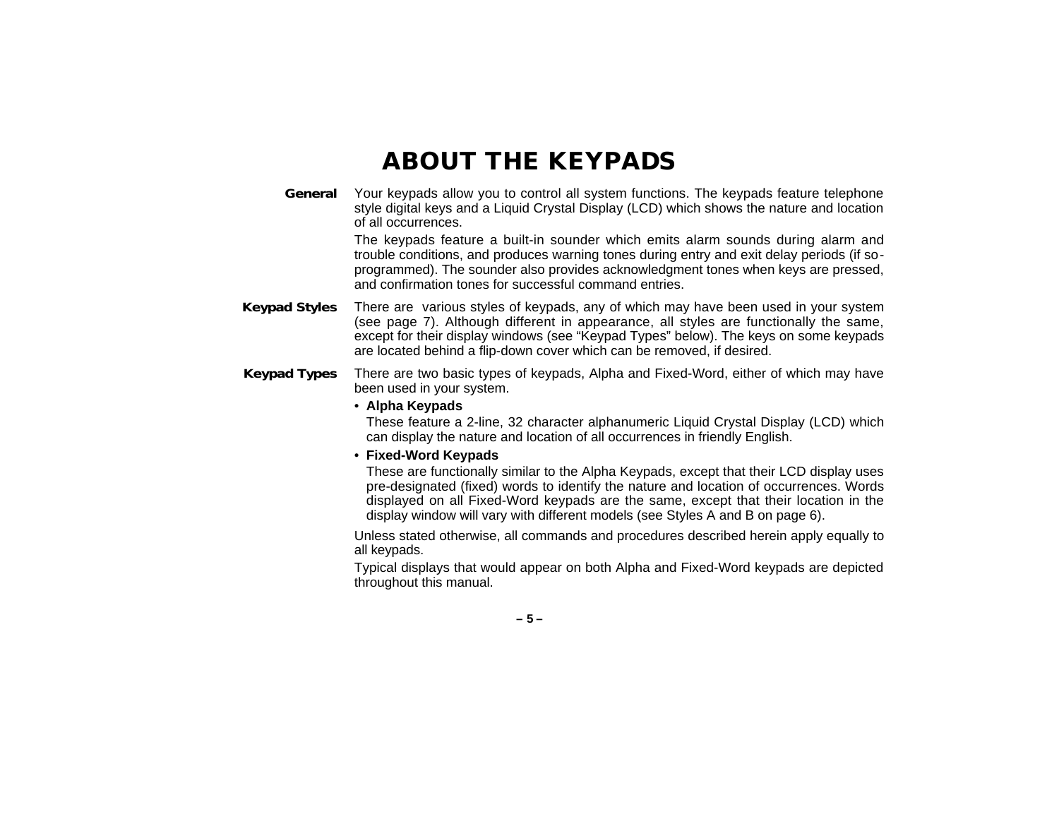# ABOUT THE KEYPADS

**General** Your keypads allow you to control all system functions. The keypads feature telephone style digital keys and a Liquid Crystal Display (LCD) which shows the nature and location of all occurrences.

The keypads feature a built-in sounder which emits alarm sounds during alarm and trouble conditions, and produces warning tones during entry and exit delay periods (if so-programmed). The sounder also provides acknowledgment tones when keys are pressed, and confirmation tones for successful command entries.

**Keypad Styles** There are various styles of keypads, any of which may have been used in your system (see page 7). Although different in appearance, all styles are functionally the same, except for their display windows (see "Keypad Types" below). The keys on some keypads are located behind a flip-down cover which can be removed, if desired.

**Keypad Types** There are two basic types of keypads, Alpha and Fixed-Word, either of which may have been used in your system.

- **Alpha Keypads**

  These feature a 2-line, 32 character alphanumeric Liquid Crystal Display (LCD) which can display the nature and location of all occurrences in friendly English.

- **Fixed-Word Keypads**

  These are functionally similar to the Alpha Keypads, except that their LCD display uses pre-designated (fixed) words to identify the nature and location of occurrences. Words displayed on all Fixed-Word keypads are the same, except that their location in the display window will vary with different models (see Styles A and B on page 6).

Unless stated otherwise, all commands and procedures described herein apply equally to all keypads.

Typical displays that would appear on both Alpha and Fixed-Word keypads are depicted throughout this manual.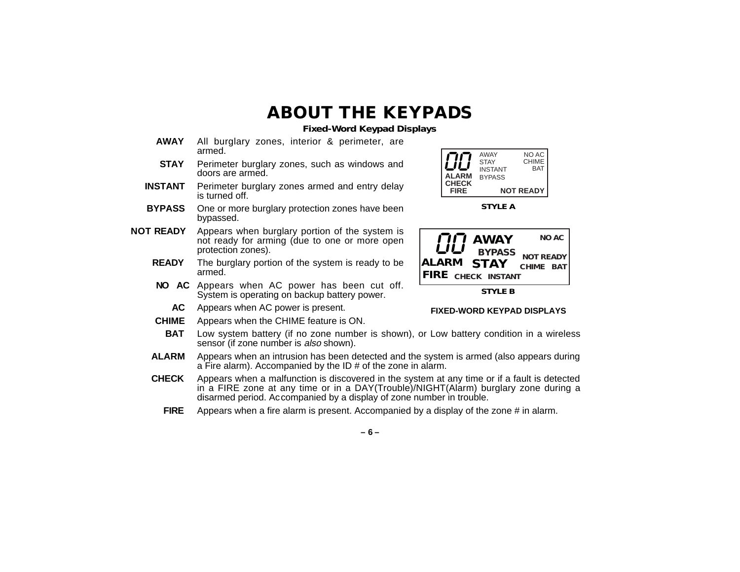# ABOUT THE KEYPADS

### Fixed-Word Keypad Displays

**AWAY** All burglary zones, interior & perimeter, are armed.

**STAY** Perimeter burglary zones, such as windows and doors are armed.

**INSTANT** Perimeter burglary zones armed and entry delay is turned off.

**BYPASS** One or more burglary protection zones have been bypassed.

**NOT READY** Appears when burglary portion of the system is not ready for arming (due to one or more open protection zones).

**READY** The burglary portion of the system is ready to be armed.

**NO AC** Appears when AC power has been cut off. System is operating on backup battery power.

**AC** Appears when AC power is present.

**CHIME** Appears when the CHIME feature is ON.

**BAT** Low system battery (if no zone number is shown), or Low battery condition in a wireless sensor (if zone number is *also* shown).

**ALARM** Appears when an intrusion has been detected and the system is armed (also appears during a Fire alarm). Accompanied by the ID # of the zone in alarm.

**CHECK** Appears when a malfunction is discovered in the system at any time or if a fault is detected in a FIRE zone at any time or in a DAY(Trouble)/NIGHT(Alarm) burglary zone during a disarmed period. Accompanied by a display of zone number in trouble.

**FIRE** Appears when a fire alarm is present. Accompanied by a display of the zone # in alarm.

00 AWAY STAY INSTANT BYPASS NO AC CHIME BAT ALARM CHECK FIRE NOT READY

**STYLE A**

00 AWAY NO AC BYPASS NOT READY ALARM STAY CHIME BAT FIRE CHECK INSTANT

**STYLE B**

**FIXED-WORD KEYPAD DISPLAYS**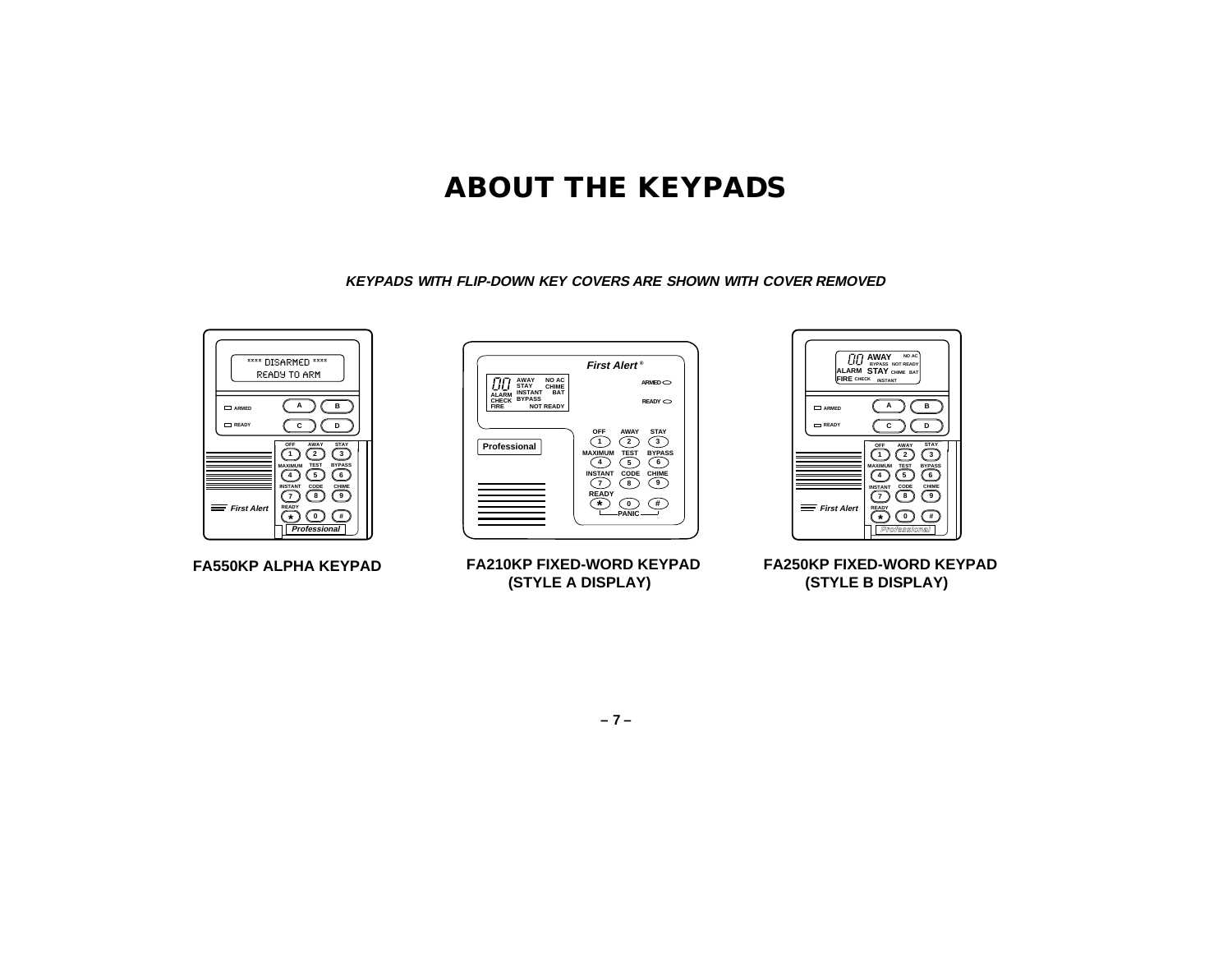# ABOUT THE KEYPADS

***KEYPADS WITH FLIP-DOWN KEY COVERS ARE SHOWN WITH COVER REMOVED***

**FA550KP ALPHA KEYPAD**

**FA210KP FIXED-WORD KEYPAD (STYLE A DISPLAY)**

**FA250KP FIXED-WORD KEYPAD (STYLE B DISPLAY)**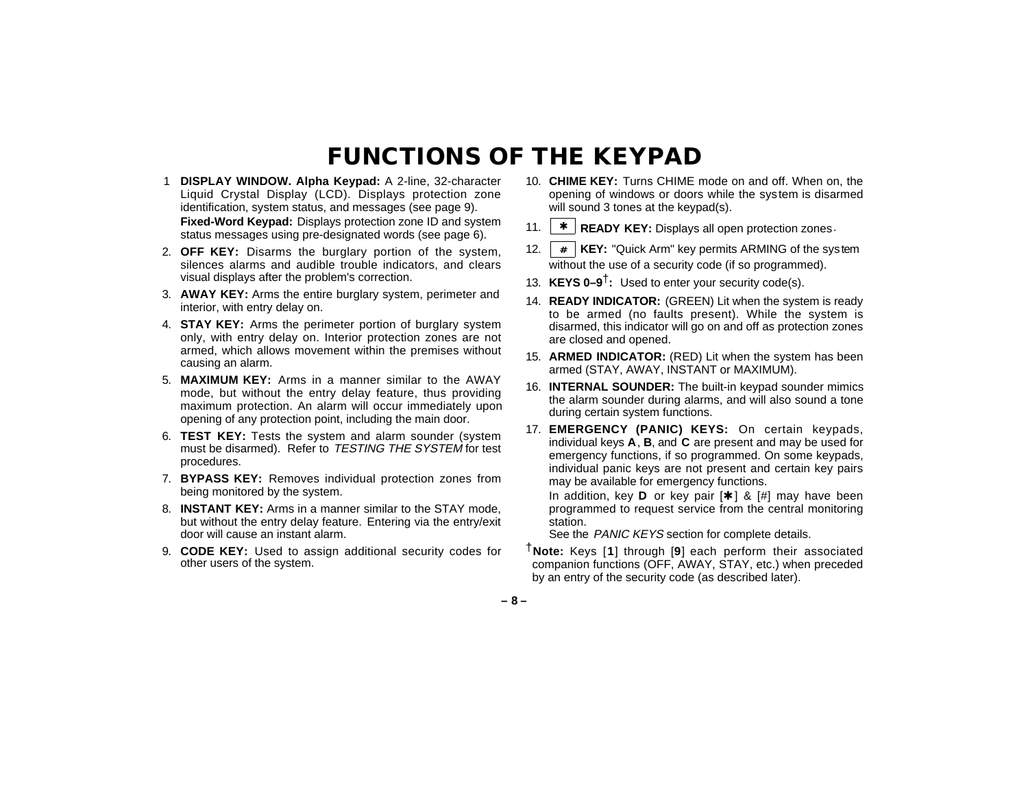# FUNCTIONS OF THE KEYPAD

1. **DISPLAY WINDOW. Alpha Keypad:** A 2-line, 32-character Liquid Crystal Display (LCD). Displays protection zone identification, system status, and messages (see page 9).
   **Fixed-Word Keypad:** Displays protection zone ID and system status messages using pre-designated words (see page 6).
2. **OFF KEY:** Disarms the burglary portion of the system, silences alarms and audible trouble indicators, and clears visual displays after the problem's correction.
3. **AWAY KEY:** Arms the entire burglary system, perimeter and interior, with entry delay on.
4. **STAY KEY:** Arms the perimeter portion of burglary system only, with entry delay on. Interior protection zones are not armed, which allows movement within the premises without causing an alarm.
5. **MAXIMUM KEY:** Arms in a manner similar to the AWAY mode, but without the entry delay feature, thus providing maximum protection. An alarm will occur immediately upon opening of any protection point, including the main door.
6. **TEST KEY:** Tests the system and alarm sounder (system must be disarmed). Refer to *TESTING THE SYSTEM* for test procedures.
7. **BYPASS KEY:** Removes individual protection zones from being monitored by the system.
8. **INSTANT KEY:** Arms in a manner similar to the STAY mode, but without the entry delay feature. Entering via the entry/exit door will cause an instant alarm.
9. **CODE KEY:** Used to assign additional security codes for other users of the system.
10. **CHIME KEY:** Turns CHIME mode on and off. When on, the opening of windows or doors while the system is disarmed will sound 3 tones at the keypad(s).
11. [✱] **READY KEY:** Displays all open protection zones.
12. [#] **KEY:** "Quick Arm" key permits ARMING of the system without the use of a security code (if so programmed).
13. **KEYS 0–9**†**:** Used to enter your security code(s).
14. **READY INDICATOR:** (GREEN) Lit when the system is ready to be armed (no faults present). While the system is disarmed, this indicator will go on and off as protection zones are closed and opened.
15. **ARMED INDICATOR:** (RED) Lit when the system has been armed (STAY, AWAY, INSTANT or MAXIMUM).
16. **INTERNAL SOUNDER:** The built-in keypad sounder mimics the alarm sounder during alarms, and will also sound a tone during certain system functions.
17. **EMERGENCY (PANIC) KEYS:** On certain keypads, individual keys **A**, **B**, and **C** are present and may be used for emergency functions, if so programmed. On some keypads, individual panic keys are not present and certain key pairs may be available for emergency functions.
    In addition, key **D** or key pair [✱] & [#] may have been programmed to request service from the central monitoring station.
    See the *PANIC KEYS* section for complete details.

†**Note:** Keys [**1**] through [**9**] each perform their associated companion functions (OFF, AWAY, STAY, etc.) when preceded by an entry of the security code (as described later).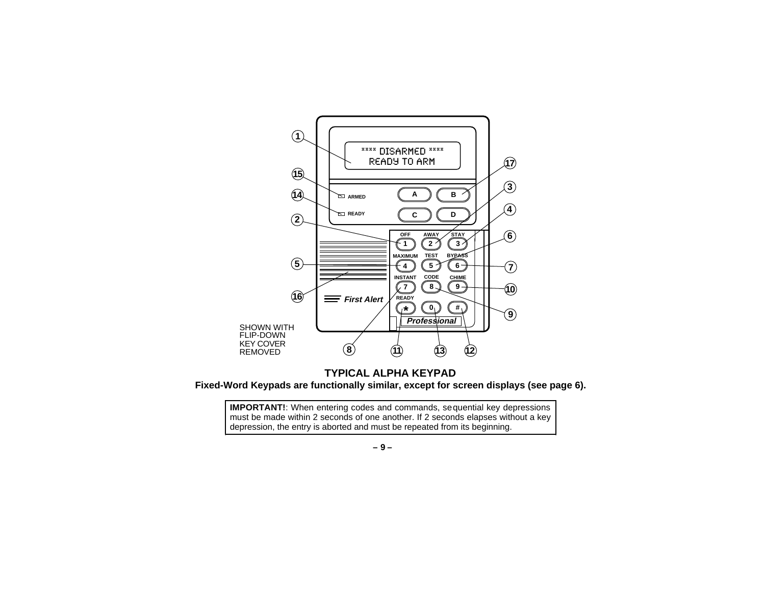SHOWN WITH FLIP-DOWN KEY COVER REMOVED

**TYPICAL ALPHA KEYPAD**

**Fixed-Word Keypads are functionally similar, except for screen displays (see page 6).**

**IMPORTANT!**: When entering codes and commands, sequential key depressions must be made within 2 seconds of one another. If 2 seconds elapses without a key depression, the entry is aborted and must be repeated from its beginning.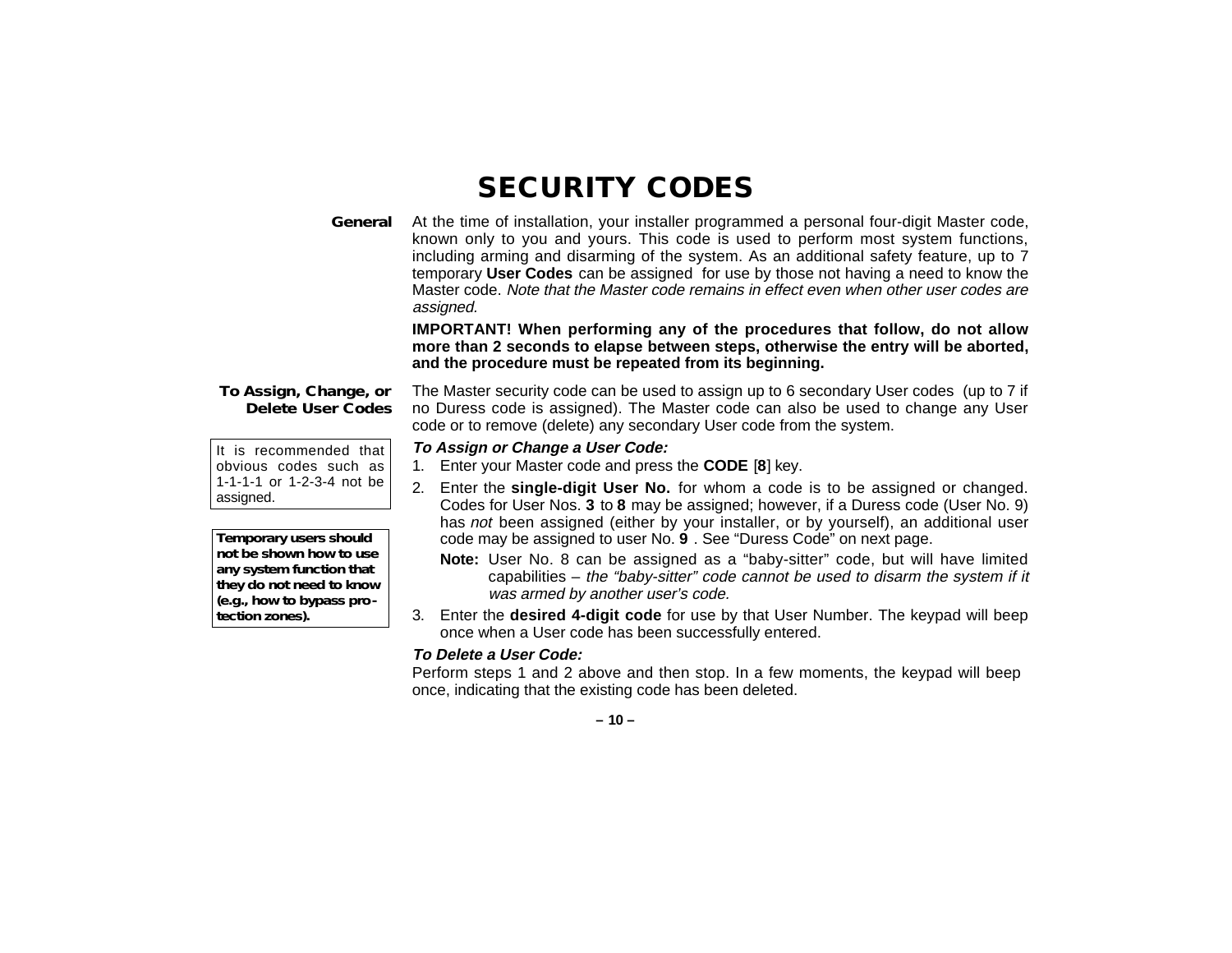# SECURITY CODES

**General**

At the time of installation, your installer programmed a personal four-digit Master code, known only to you and yours. This code is used to perform most system functions, including arming and disarming of the system. As an additional safety feature, up to 7 temporary **User Codes** can be assigned for use by those not having a need to know the Master code. *Note that the Master code remains in effect even when other user codes are assigned.*

**IMPORTANT! When performing any of the procedures that follow, do not allow more than 2 seconds to elapse between steps, otherwise the entry will be aborted, and the procedure must be repeated from its beginning.**

**To Assign, Change, or Delete User Codes**

The Master security code can be used to assign up to 6 secondary User codes (up to 7 if no Duress code is assigned). The Master code can also be used to change any User code or to remove (delete) any secondary User code from the system.

It is recommended that obvious codes such as 1-1-1-1 or 1-2-3-4 not be assigned.

**Temporary users should not be shown how to use any system function that they do not need to know (e.g., how to bypass protection zones).**

***To Assign or Change a User Code:***

1. Enter your Master code and press the **CODE** [**8**] key.
2. Enter the **single-digit User No.** for whom a code is to be assigned or changed. Codes for User Nos. **3** to **8** may be assigned; however, if a Duress code (User No. 9) has *not* been assigned (either by your installer, or by yourself), an additional user code may be assigned to user No. **9** . See "Duress Code" on next page.

   **Note:** User No. 8 can be assigned as a "baby-sitter" code, but will have limited capabilities – *the "baby-sitter" code cannot be used to disarm the system if it was armed by another user's code.*
3. Enter the **desired 4-digit code** for use by that User Number. The keypad will beep once when a User code has been successfully entered.

***To Delete a User Code:***

Perform steps 1 and 2 above and then stop. In a few moments, the keypad will beep once, indicating that the existing code has been deleted.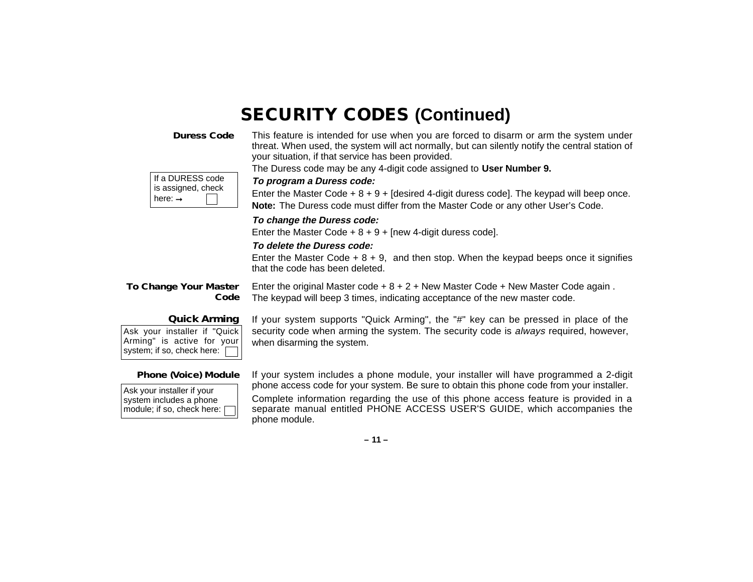# SECURITY CODES (Continued)

### Duress Code

If a DURESS code is assigned, check here: → ☐

This feature is intended for use when you are forced to disarm or arm the system under threat. When used, the system will act normally, but can silently notify the central station of your situation, if that service has been provided.

The Duress code may be any 4-digit code assigned to **User Number 9.**

***To program a Duress code:***

Enter the Master Code + 8 + 9 + [desired 4-digit duress code]. The keypad will beep once.

**Note:** The Duress code must differ from the Master Code or any other User's Code.

***To change the Duress code:***

Enter the Master Code + 8 + 9 + [new 4-digit duress code].

***To delete the Duress code:***

Enter the Master Code + 8 + 9, and then stop. When the keypad beeps once it signifies that the code has been deleted.

### To Change Your Master Code

Enter the original Master code + 8 + 2 + New Master Code + New Master Code again . The keypad will beep 3 times, indicating acceptance of the new master code.

### Quick Arming

Ask your installer if "Quick Arming" is active for your system; if so, check here: ☐

If your system supports "Quick Arming", the "#" key can be pressed in place of the security code when arming the system. The security code is *always* required, however, when disarming the system.

### Phone (Voice) Module

Ask your installer if your system includes a phone module; if so, check here: ☐

If your system includes a phone module, your installer will have programmed a 2-digit phone access code for your system. Be sure to obtain this phone code from your installer.

Complete information regarding the use of this phone access feature is provided in a separate manual entitled PHONE ACCESS USER'S GUIDE, which accompanies the phone module.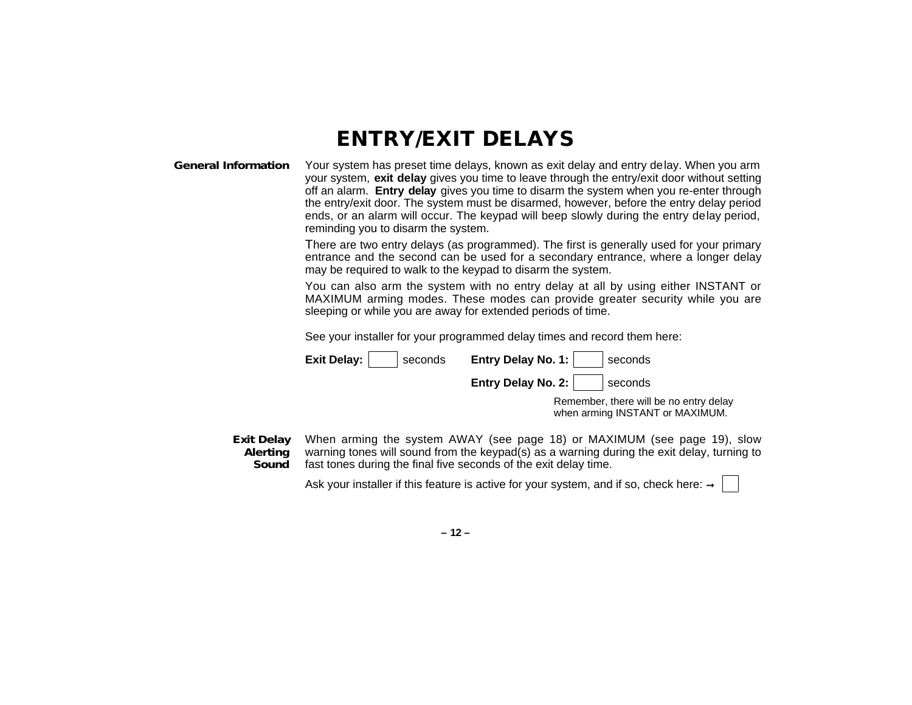# ENTRY/EXIT DELAYS

**General Information**

Your system has preset time delays, known as exit delay and entry delay. When you arm your system, **exit delay** gives you time to leave through the entry/exit door without setting off an alarm. **Entry delay** gives you time to disarm the system when you re-enter through the entry/exit door. The system must be disarmed, however, before the entry delay period ends, or an alarm will occur. The keypad will beep slowly during the entry delay period, reminding you to disarm the system.

There are two entry delays (as programmed). The first is generally used for your primary entrance and the second can be used for a secondary entrance, where a longer delay may be required to walk to the keypad to disarm the system.

You can also arm the system with no entry delay at all by using either INSTANT or MAXIMUM arming modes. These modes can provide greater security while you are sleeping or while you are away for extended periods of time.

See your installer for your programmed delay times and record them here:

**Exit Delay:** ☐ seconds **Entry Delay No. 1:** ☐ seconds

**Entry Delay No. 2:** ☐ seconds

Remember, there will be no entry delay when arming INSTANT or MAXIMUM.

**Exit Delay Alerting Sound**

When arming the system AWAY (see page 18) or MAXIMUM (see page 19), slow warning tones will sound from the keypad(s) as a warning during the exit delay, turning to fast tones during the final five seconds of the exit delay time.

Ask your installer if this feature is active for your system, and if so, check here: → ☐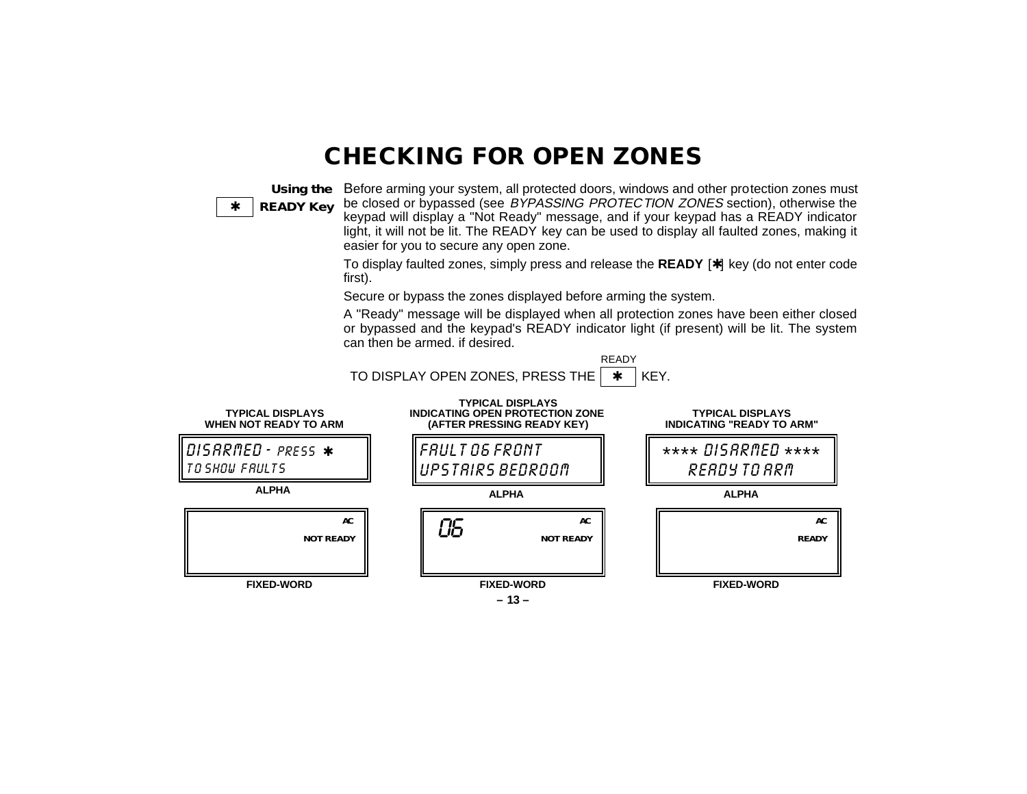# CHECKING FOR OPEN ZONES

**Using the [ * ] READY Key**

Before arming your system, all protected doors, windows and other protection zones must be closed or bypassed (see *BYPASSING PROTECTION ZONES* section), otherwise the keypad will display a "Not Ready" message, and if your keypad has a READY indicator light, it will not be lit. The READY key can be used to display all faulted zones, making it easier for you to secure any open zone.

To display faulted zones, simply press and release the **READY** [*] key (do not enter code first).

Secure or bypass the zones displayed before arming the system.

A "Ready" message will be displayed when all protection zones have been either closed or bypassed and the keypad's READY indicator light (if present) will be lit. The system can then be armed. if desired.

TO DISPLAY OPEN ZONES, PRESS THE [ * ] (READY) KEY.

| TYPICAL DISPLAYS WHEN NOT READY TO ARM | TYPICAL DISPLAYS INDICATING OPEN PROTECTION ZONE (AFTER PRESSING READY KEY) | TYPICAL DISPLAYS INDICATING "READY TO ARM" |
|---|---|---|
| DISARMED - PRESS * TO SHOW FAULTS | FAULT 06 FRONT UPSTAIRS BEDROOM | **** DISARMED **** READY TO ARM |
| ALPHA | ALPHA | ALPHA |
| AC NOT READY | 06 AC NOT READY | AC READY |
| FIXED-WORD | FIXED-WORD | FIXED-WORD |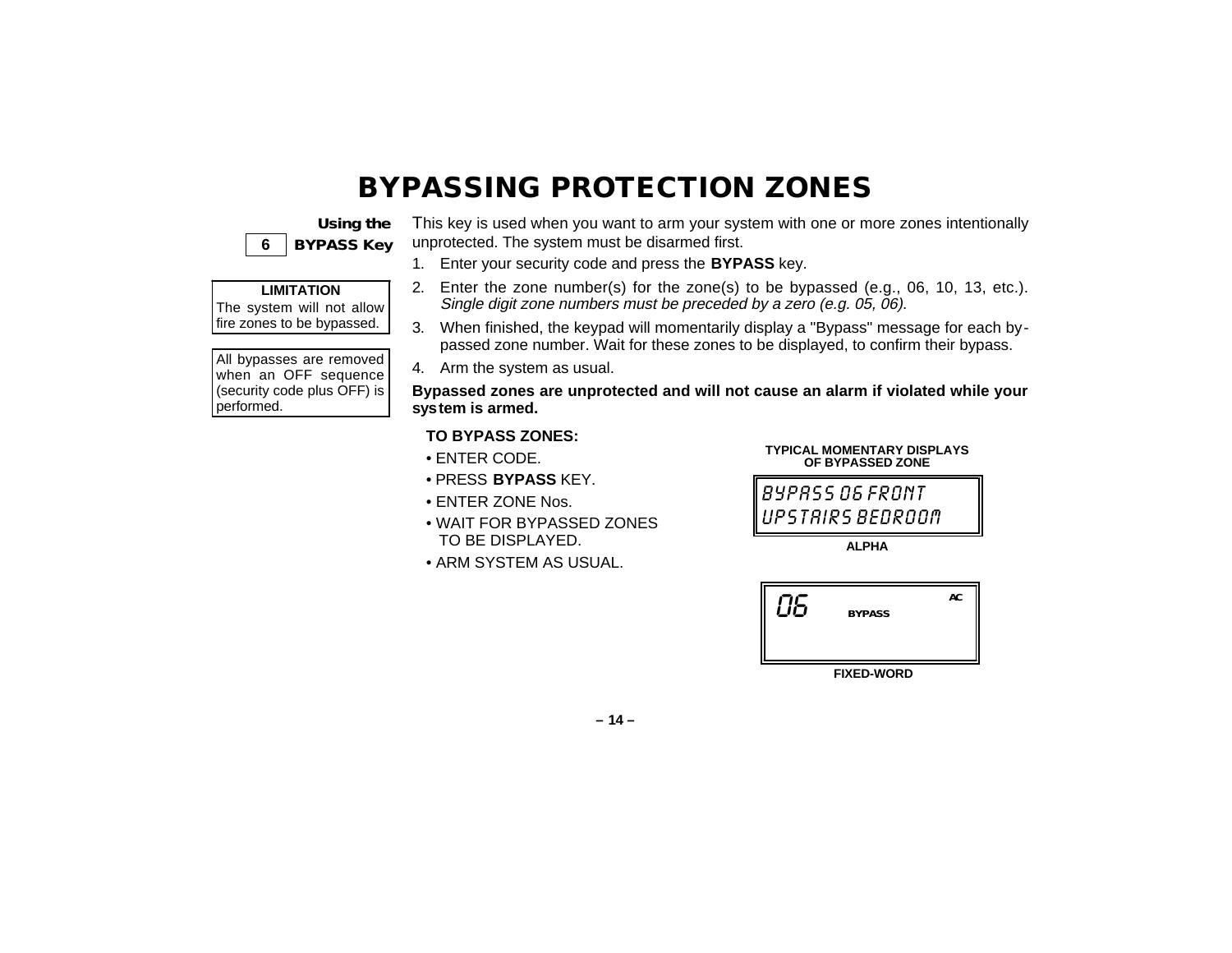# BYPASSING PROTECTION ZONES

**Using the**
**6 BYPASS Key**

**LIMITATION**
The system will not allow fire zones to be bypassed.

All bypasses are removed when an OFF sequence (security code plus OFF) is performed.

This key is used when you want to arm your system with one or more zones intentionally unprotected. The system must be disarmed first.

1. Enter your security code and press the **BYPASS** key.
2. Enter the zone number(s) for the zone(s) to be bypassed (e.g., 06, 10, 13, etc.). *Single digit zone numbers must be preceded by a zero (e.g. 05, 06).*
3. When finished, the keypad will momentarily display a "Bypass" message for each bypassed zone number. Wait for these zones to be displayed, to confirm their bypass.
4. Arm the system as usual.

**Bypassed zones are unprotected and will not cause an alarm if violated while your system is armed.**

**TO BYPASS ZONES:**

- ENTER CODE.
- PRESS **BYPASS** KEY.
- ENTER ZONE Nos.
- WAIT FOR BYPASSED ZONES TO BE DISPLAYED.
- ARM SYSTEM AS USUAL.

**TYPICAL MOMENTARY DISPLAYS OF BYPASSED ZONE**

```
BYPASS 06 FRONT
UPSTAIRS BEDROOM
```

**ALPHA**

```
06      BYPASS      AC
```

**FIXED-WORD**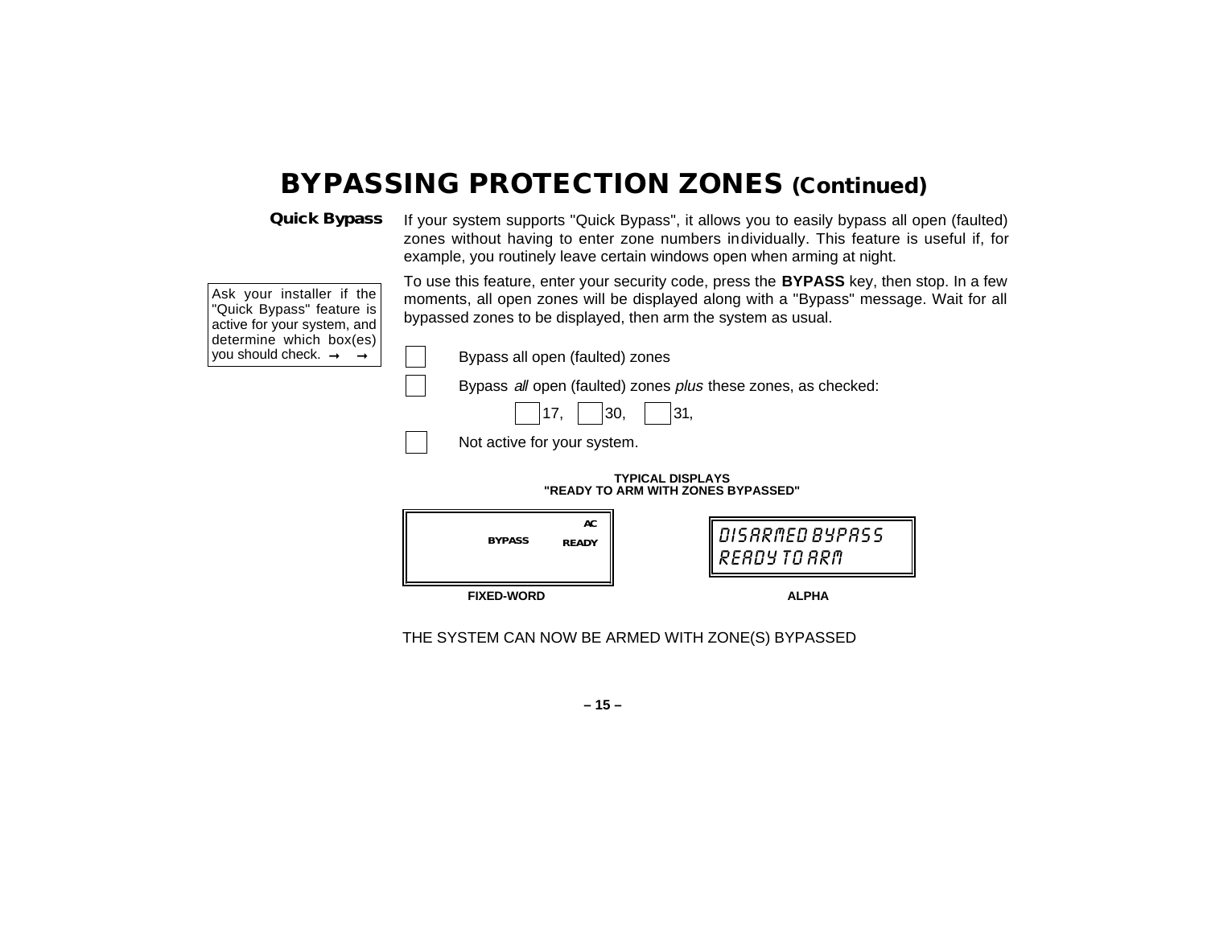# BYPASSING PROTECTION ZONES (Continued)

## Quick Bypass

If your system supports "Quick Bypass", it allows you to easily bypass all open (faulted) zones without having to enter zone numbers individually. This feature is useful if, for example, you routinely leave certain windows open when arming at night.

Ask your installer if the "Quick Bypass" feature is active for your system, and determine which box(es) you should check. → →

To use this feature, enter your security code, press the **BYPASS** key, then stop. In a few moments, all open zones will be displayed along with a "Bypass" message. Wait for all bypassed zones to be displayed, then arm the system as usual.

- [ ] Bypass all open (faulted) zones
- [ ] Bypass *all* open (faulted) zones *plus* these zones, as checked:
  - [ ] 17, [ ] 30, [ ] 31,
- [ ] Not active for your system.

**TYPICAL DISPLAYS**
**"READY TO ARM WITH ZONES BYPASSED"**

| FIXED-WORD | ALPHA |
|---|---|
| BYPASS AC READY | DISARMED BYPASS<br>READY TO ARM |

THE SYSTEM CAN NOW BE ARMED WITH ZONE(S) BYPASSED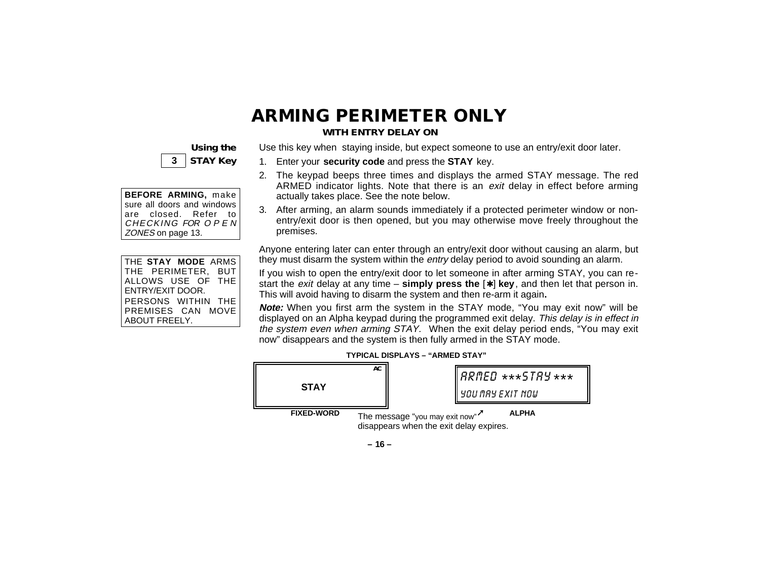# ARMING PERIMETER ONLY

**WITH ENTRY DELAY ON**

**Using the 3 STAY Key**

Use this key when staying inside, but expect someone to use an entry/exit door later.

1. Enter your **security code** and press the **STAY** key.
2. The keypad beeps three times and displays the armed STAY message. The red ARMED indicator lights. Note that there is an *exit* delay in effect before arming actually takes place. See the note below.
3. After arming, an alarm sounds immediately if a protected perimeter window or non-entry/exit door is then opened, but you may otherwise move freely throughout the premises.

**BEFORE ARMING,** make sure all doors and windows are closed. Refer to *CHECKING FOR OPEN ZONES* on page 13.

THE **STAY MODE** ARMS THE PERIMETER, BUT ALLOWS USE OF THE ENTRY/EXIT DOOR.
PERSONS WITHIN THE PREMISES CAN MOVE ABOUT FREELY.

Anyone entering later can enter through an entry/exit door without causing an alarm, but they must disarm the system within the *entry* delay period to avoid sounding an alarm.

If you wish to open the entry/exit door to let someone in after arming STAY, you can re-start the *exit* delay at any time – **simply press the** [✱] **key**, and then let that person in. This will avoid having to disarm the system and then re-arm it again**.**

***Note:*** When you first arm the system in the STAY mode, "You may exit now" will be displayed on an Alpha keypad during the programmed exit delay. *This delay is in effect in the system even when arming STAY.* When the exit delay period ends, "You may exit now" disappears and the system is then fully armed in the STAY mode.

**TYPICAL DISPLAYS – "ARMED STAY"**

| FIXED-WORD | ALPHA |
|---|---|
| AC<br>**STAY** | ARMED \*\*\*STAY\*\*\*<br>YOU MAY EXIT NOW |

The message "you may exit now" disappears when the exit delay expires.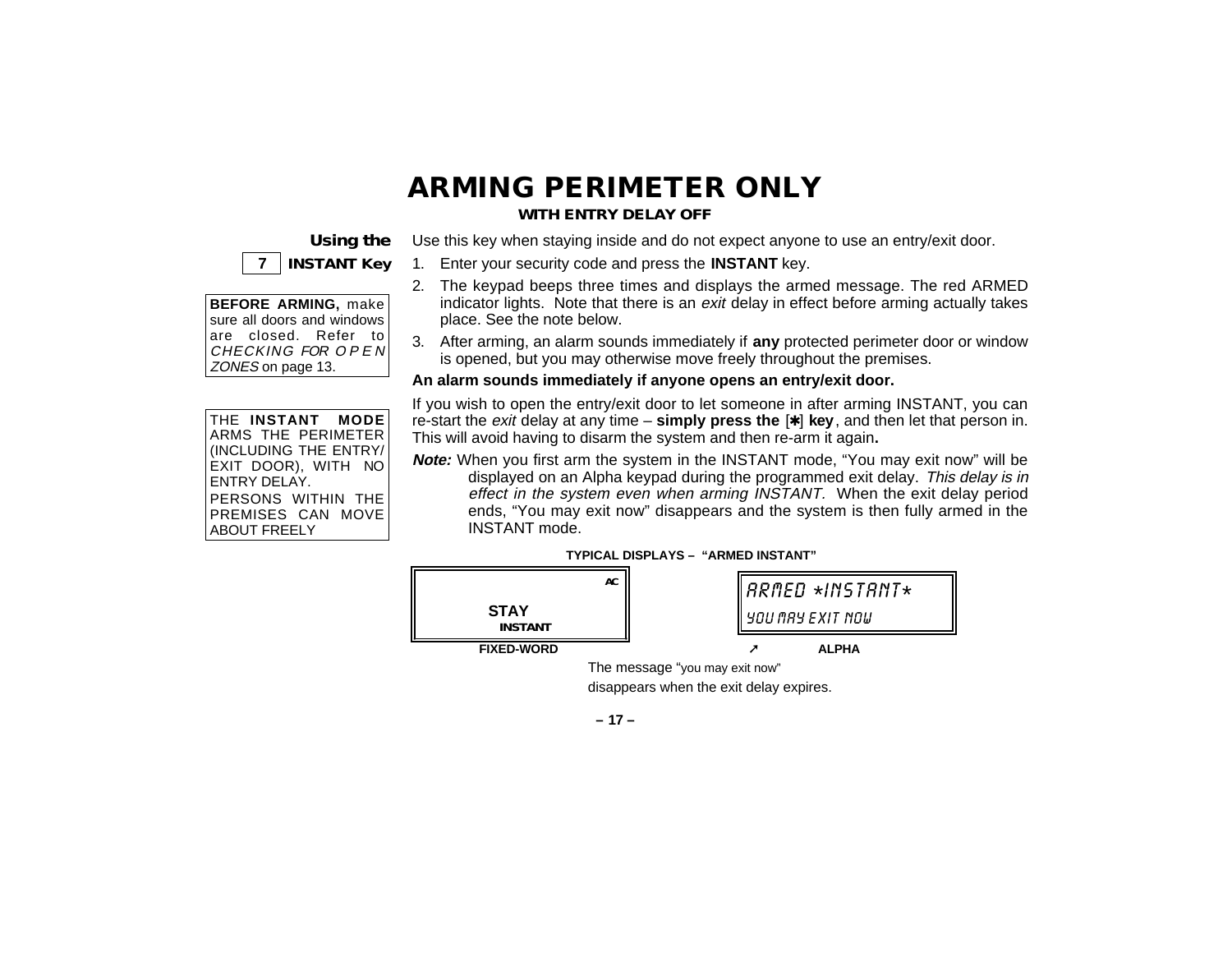# ARMING PERIMETER ONLY

**WITH ENTRY DELAY OFF**

**Using the 7 INSTANT Key**

**BEFORE ARMING,** make sure all doors and windows are closed. Refer to *CHECKING FOR OPEN ZONES* on page 13.

THE **INSTANT MODE** ARMS THE PERIMETER (INCLUDING THE ENTRY/ EXIT DOOR), WITH NO ENTRY DELAY.

PERSONS WITHIN THE PREMISES CAN MOVE ABOUT FREELY

Use this key when staying inside and do not expect anyone to use an entry/exit door.

1. Enter your security code and press the **INSTANT** key.
2. The keypad beeps three times and displays the armed message. The red ARMED indicator lights. Note that there is an *exit* delay in effect before arming actually takes place. See the note below.
3. After arming, an alarm sounds immediately if **any** protected perimeter door or window is opened, but you may otherwise move freely throughout the premises.

**An alarm sounds immediately if anyone opens an entry/exit door.**

If you wish to open the entry/exit door to let someone in after arming INSTANT, you can re-start the *exit* delay at any time – **simply press the [✱] key**, and then let that person in. This will avoid having to disarm the system and then re-arm it again**.**

***Note:*** When you first arm the system in the INSTANT mode, "You may exit now" will be displayed on an Alpha keypad during the programmed exit delay. *This delay is in effect in the system even when arming INSTANT.* When the exit delay period ends, "You may exit now" disappears and the system is then fully armed in the INSTANT mode.

**TYPICAL DISPLAYS – "ARMED INSTANT"**

| FIXED-WORD | ALPHA |
|---|---|
| AC<br>STAY<br>INSTANT | ARMED \*INSTANT\*<br>YOU MAY EXIT NOW |

The message "you may exit now" disappears when the exit delay expires.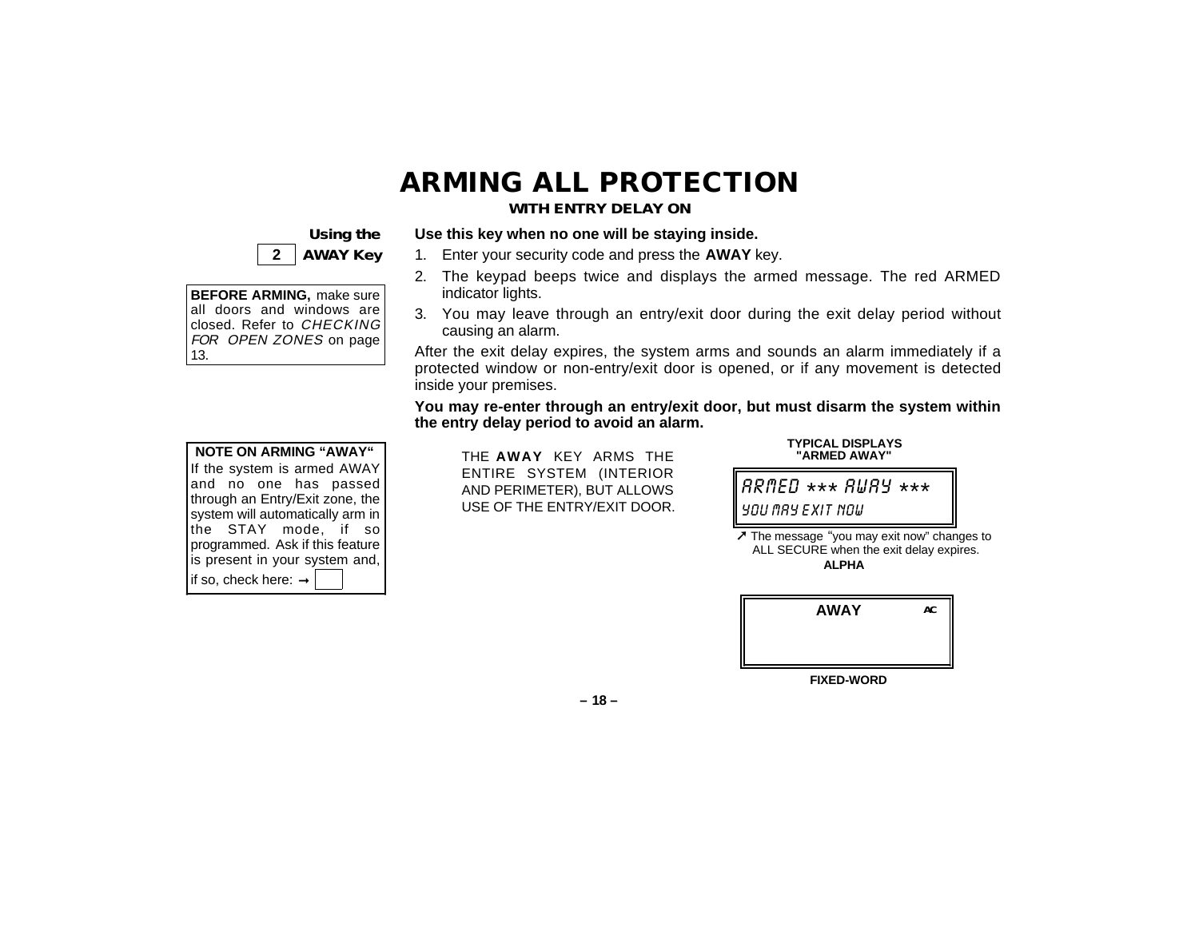# ARMING ALL PROTECTION

**WITH ENTRY DELAY ON**

**Using the**
**2 AWAY Key**

**BEFORE ARMING,** make sure all doors and windows are closed. Refer to *CHECKING FOR OPEN ZONES* on page 13.

**Use this key when no one will be staying inside.**

1. Enter your security code and press the **AWAY** key.
2. The keypad beeps twice and displays the armed message. The red ARMED indicator lights.
3. You may leave through an entry/exit door during the exit delay period without causing an alarm.

After the exit delay expires, the system arms and sounds an alarm immediately if a protected window or non-entry/exit door is opened, or if any movement is detected inside your premises.

**You may re-enter through an entry/exit door, but must disarm the system within the entry delay period to avoid an alarm.**

**NOTE ON ARMING "AWAY"**
If the system is armed AWAY and no one has passed through an Entry/Exit zone, the system will automatically arm in the STAY mode, if so programmed. Ask if this feature is present in your system and, if so, check here: → ☐

THE **AWAY** KEY ARMS THE ENTIRE SYSTEM (INTERIOR AND PERIMETER), BUT ALLOWS USE OF THE ENTRY/EXIT DOOR.

**TYPICAL DISPLAYS "ARMED AWAY"**

```
ARMED *** AWAY ***
YOU MAY EXIT NOW
```

↗ The message "you may exit now" changes to ALL SECURE when the exit delay expires.

**ALPHA**

```
AWAY        AC
```

**FIXED-WORD**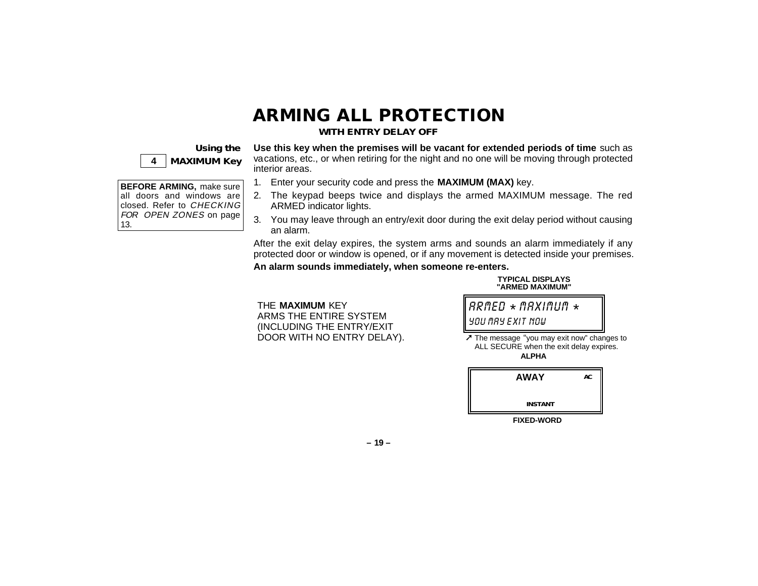# ARMING ALL PROTECTION

**WITH ENTRY DELAY OFF**

**Using the 4 MAXIMUM Key**

**BEFORE ARMING,** make sure all doors and windows are closed. Refer to *CHECKING FOR OPEN ZONES* on page 13.

**Use this key when the premises will be vacant for extended periods of time** such as vacations, etc., or when retiring for the night and no one will be moving through protected interior areas.

1. Enter your security code and press the **MAXIMUM (MAX)** key.
2. The keypad beeps twice and displays the armed MAXIMUM message. The red ARMED indicator lights.
3. You may leave through an entry/exit door during the exit delay period without causing an alarm.

After the exit delay expires, the system arms and sounds an alarm immediately if any protected door or window is opened, or if any movement is detected inside your premises.

**An alarm sounds immediately, when someone re-enters.**

THE **MAXIMUM** KEY ARMS THE ENTIRE SYSTEM (INCLUDING THE ENTRY/EXIT DOOR WITH NO ENTRY DELAY).

**TYPICAL DISPLAYS "ARMED MAXIMUM"**

```
ARMED * MAXIMUM *
YOU MAY EXIT NOW
```

↗ The message "you may exit now" changes to ALL SECURE when the exit delay expires.

**ALPHA**

```
AWAY          AC

INSTANT
```

**FIXED-WORD**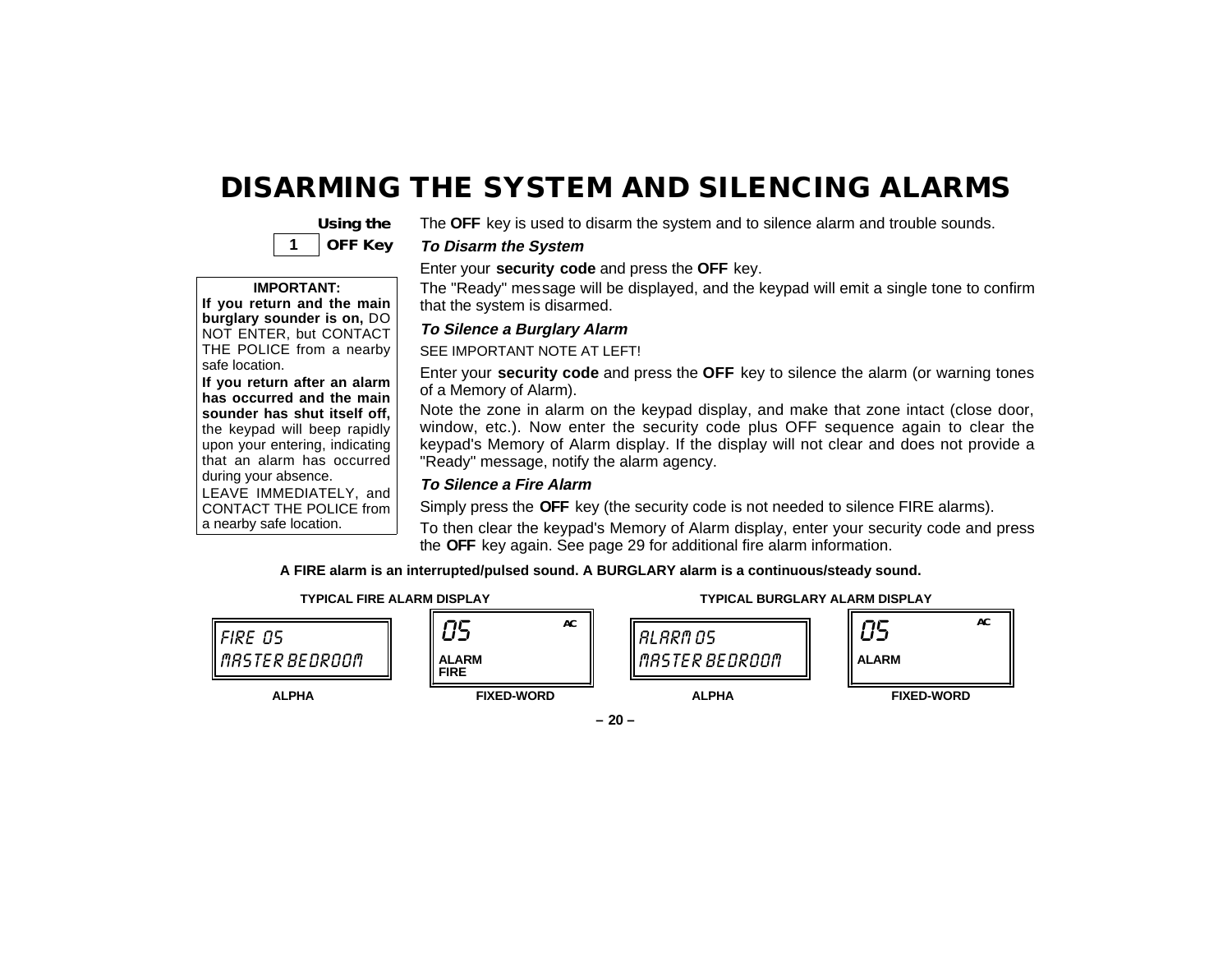# DISARMING THE SYSTEM AND SILENCING ALARMS

**1 Using the OFF Key**

> **IMPORTANT:**
> **If you return and the main burglary sounder is on,** DO NOT ENTER, but CONTACT THE POLICE from a nearby safe location.
> **If you return after an alarm has occurred and the main sounder has shut itself off,** the keypad will beep rapidly upon your entering, indicating that an alarm has occurred during your absence.
> LEAVE IMMEDIATELY, and CONTACT THE POLICE from a nearby safe location.

The **OFF** key is used to disarm the system and to silence alarm and trouble sounds.

***To Disarm the System***

Enter your **security code** and press the **OFF** key.

The "Ready" message will be displayed, and the keypad will emit a single tone to confirm that the system is disarmed.

***To Silence a Burglary Alarm***

SEE IMPORTANT NOTE AT LEFT!

Enter your **security code** and press the **OFF** key to silence the alarm (or warning tones of a Memory of Alarm).

Note the zone in alarm on the keypad display, and make that zone intact (close door, window, etc.). Now enter the security code plus OFF sequence again to clear the keypad's Memory of Alarm display. If the display will not clear and does not provide a "Ready" message, notify the alarm agency.

***To Silence a Fire Alarm***

Simply press the **OFF** key (the security code is not needed to silence FIRE alarms).

To then clear the keypad's Memory of Alarm display, enter your security code and press the **OFF** key again. See page 29 for additional fire alarm information.

**A FIRE alarm is an interrupted/pulsed sound. A BURGLARY alarm is a continuous/steady sound.**

**TYPICAL FIRE ALARM DISPLAY**

| ALPHA | FIXED-WORD |
|---|---|
| FIRE 05<br>MASTER BEDROOM | 05 AC<br>ALARM<br>FIRE |

**TYPICAL BURGLARY ALARM DISPLAY**

| ALPHA | FIXED-WORD |
|---|---|
| ALARM 05<br>MASTER BEDROOM | 05 AC<br>ALARM |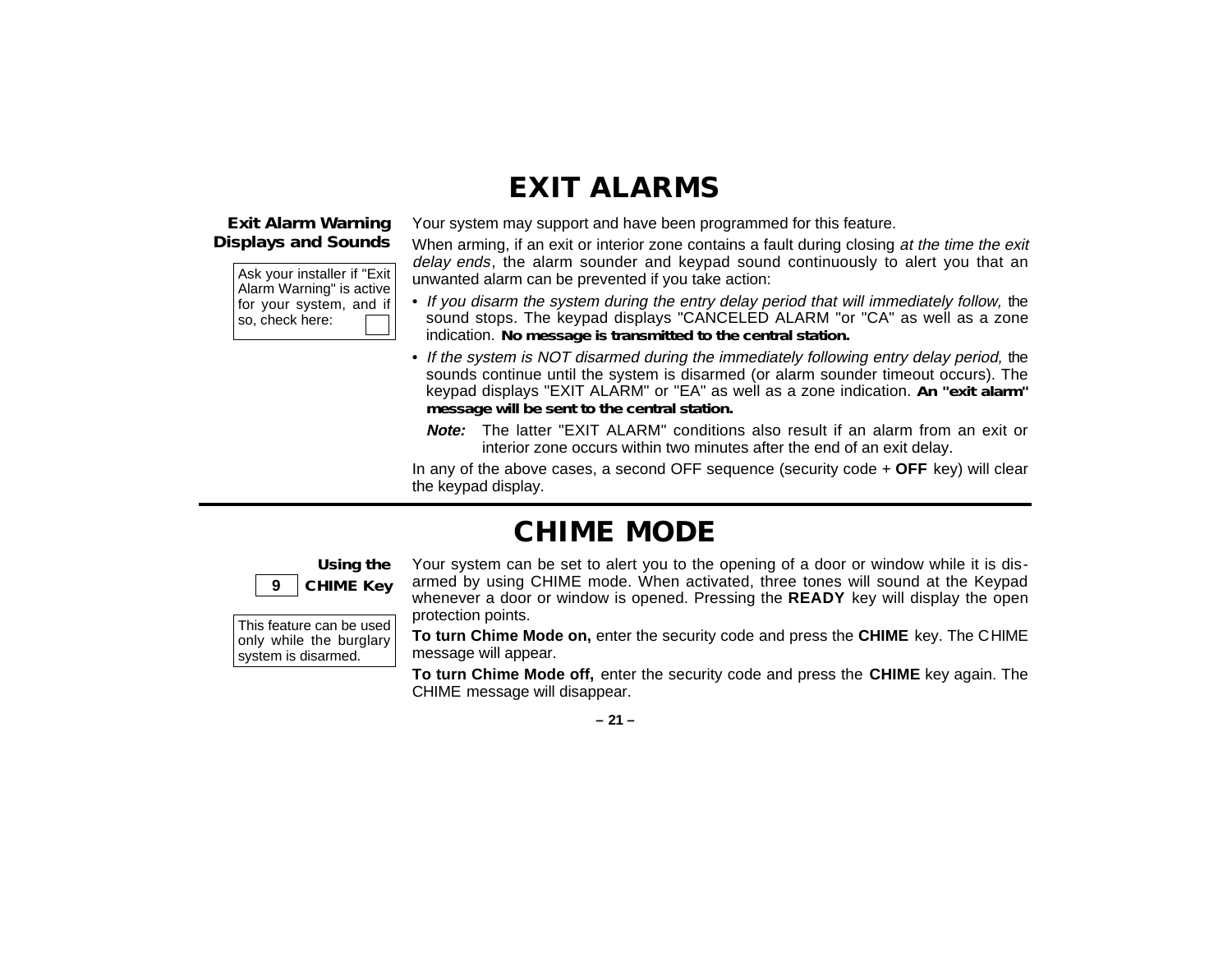# EXIT ALARMS

**Exit Alarm Warning Displays and Sounds**

Ask your installer if "Exit Alarm Warning" is active for your system, and if so, check here: ☐

Your system may support and have been programmed for this feature.

When arming, if an exit or interior zone contains a fault during closing *at the time the exit delay ends*, the alarm sounder and keypad sound continuously to alert you that an unwanted alarm can be prevented if you take action:

- *If you disarm the system during the entry delay period that will immediately follow,* the sound stops. The keypad displays "CANCELED ALARM "or "CA" as well as a zone indication. **No message is transmitted to the central station.**
- *If the system is NOT disarmed during the immediately following entry delay period,* the sounds continue until the system is disarmed (or alarm sounder timeout occurs). The keypad displays "EXIT ALARM" or "EA" as well as a zone indication. **An "exit alarm" message will be sent to the central station.**

  ***Note:*** The latter "EXIT ALARM" conditions also result if an alarm from an exit or interior zone occurs within two minutes after the end of an exit delay.

In any of the above cases, a second OFF sequence (security code + **OFF** key) will clear the keypad display.

---

# CHIME MODE

**Using the 9 CHIME Key**

This feature can be used only while the burglary system is disarmed.

Your system can be set to alert you to the opening of a door or window while it is disarmed by using CHIME mode. When activated, three tones will sound at the Keypad whenever a door or window is opened. Pressing the **READY** key will display the open protection points.

**To turn Chime Mode on,** enter the security code and press the **CHIME** key. The CHIME message will appear.

**To turn Chime Mode off,** enter the security code and press the **CHIME** key again. The CHIME message will disappear.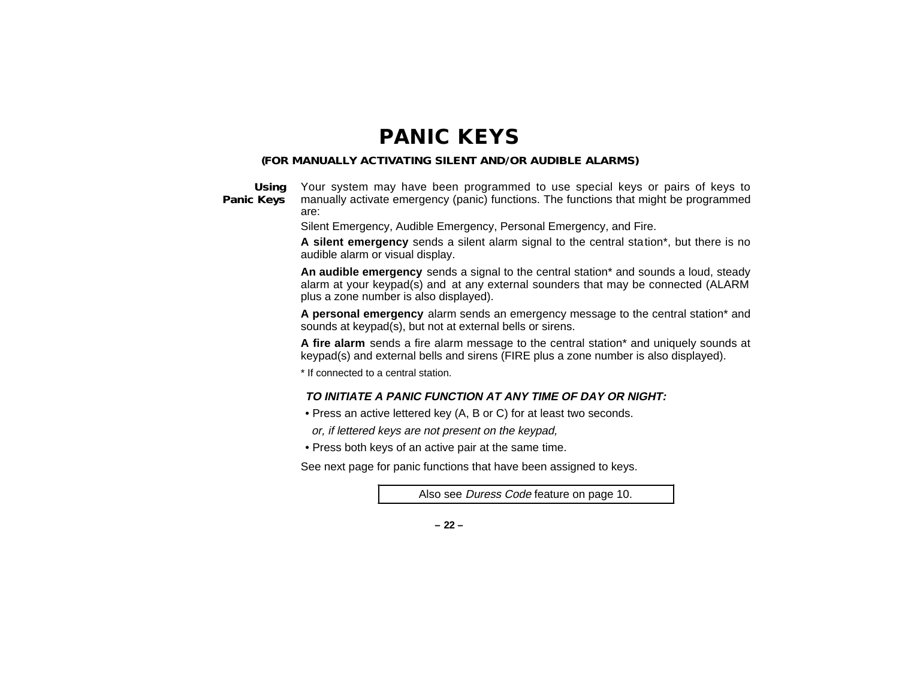# PANIC KEYS

**(FOR MANUALLY ACTIVATING SILENT AND/OR AUDIBLE ALARMS)**

**Using Panic Keys**

Your system may have been programmed to use special keys or pairs of keys to manually activate emergency (panic) functions. The functions that might be programmed are:

Silent Emergency, Audible Emergency, Personal Emergency, and Fire.

**A silent emergency** sends a silent alarm signal to the central station*, but there is no audible alarm or visual display.

**An audible emergency** sends a signal to the central station* and sounds a loud, steady alarm at your keypad(s) and at any external sounders that may be connected (ALARM plus a zone number is also displayed).

**A personal emergency** alarm sends an emergency message to the central station* and sounds at keypad(s), but not at external bells or sirens.

**A fire alarm** sends a fire alarm message to the central station* and uniquely sounds at keypad(s) and external bells and sirens (FIRE plus a zone number is also displayed).

* If connected to a central station.

***TO INITIATE A PANIC FUNCTION AT ANY TIME OF DAY OR NIGHT:***

- Press an active lettered key (A, B or C) for at least two seconds.

  *or, if lettered keys are not present on the keypad,*

- Press both keys of an active pair at the same time.

See next page for panic functions that have been assigned to keys.

Also see *Duress Code* feature on page 10.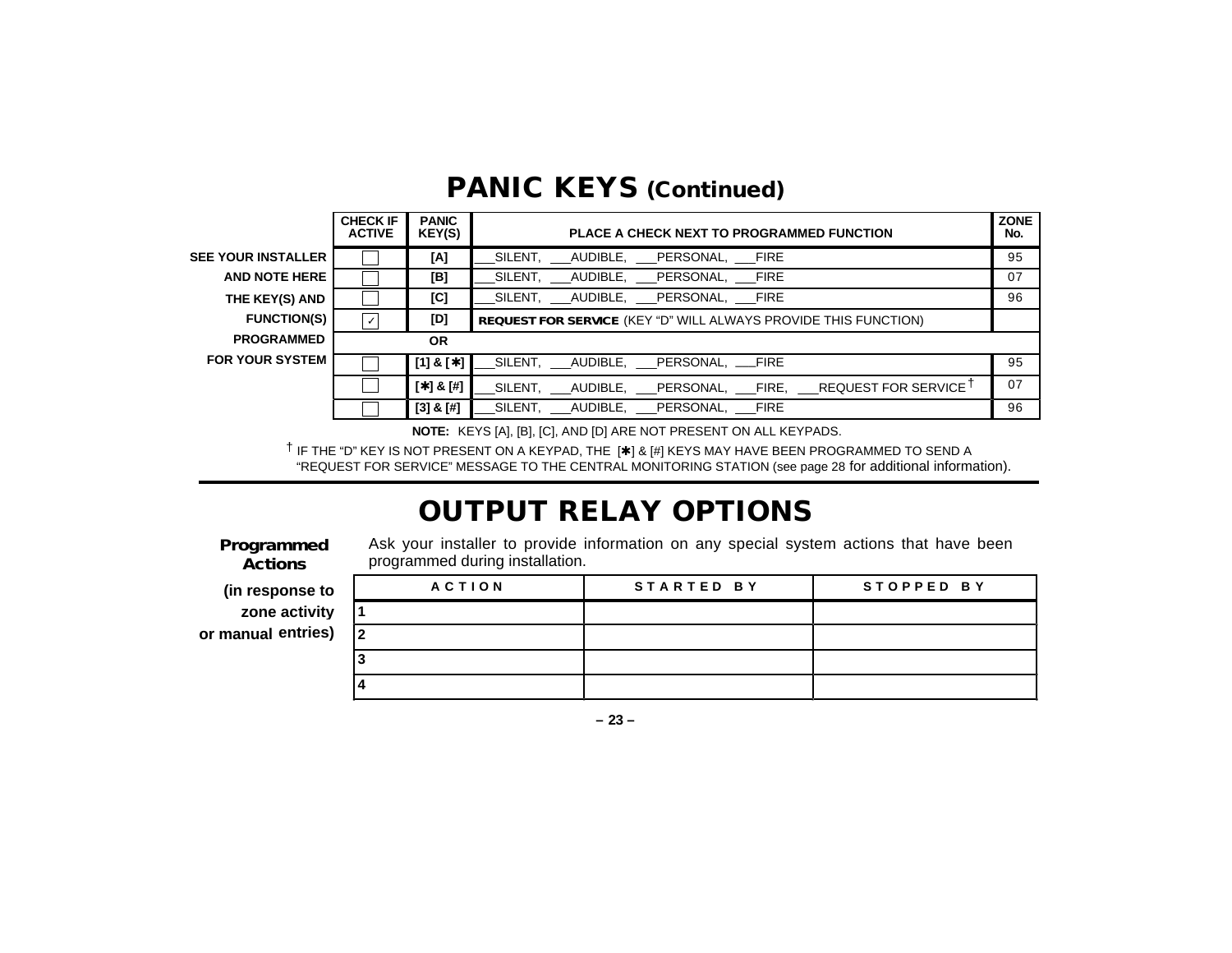# PANIC KEYS (Continued)

SEE YOUR INSTALLER AND NOTE HERE THE KEY(S) AND FUNCTION(S) PROGRAMMED FOR YOUR SYSTEM

| CHECK IF ACTIVE | PANIC KEY(S) | PLACE A CHECK NEXT TO PROGRAMMED FUNCTION | ZONE No. |
|---|---|---|---|
| ☐ | [A] | ___SILENT, ___AUDIBLE, ___PERSONAL, ___FIRE | 95 |
| ☐ | [B] | ___SILENT, ___AUDIBLE, ___PERSONAL, ___FIRE | 07 |
| ☐ | [C] | ___SILENT, ___AUDIBLE, ___PERSONAL, ___FIRE | 96 |
| ☑ | [D] | **REQUEST FOR SERVICE** (KEY "D" WILL ALWAYS PROVIDE THIS FUNCTION) | |
| | OR | | |
| ☐ | [1] & [✱] | ___SILENT, ___AUDIBLE, ___PERSONAL, ___FIRE | 95 |
| ☐ | [✱] & [#] | ___SILENT, ___AUDIBLE, ___PERSONAL, ___FIRE, ___REQUEST FOR SERVICE † | 07 |
| ☐ | [3] & [#] | ___SILENT, ___AUDIBLE, ___PERSONAL, ___FIRE | 96 |

**NOTE:** KEYS [A], [B], [C], AND [D] ARE NOT PRESENT ON ALL KEYPADS.

† IF THE "D" KEY IS NOT PRESENT ON A KEYPAD, THE [✱] & [#] KEYS MAY HAVE BEEN PROGRAMMED TO SEND A "REQUEST FOR SERVICE" MESSAGE TO THE CENTRAL MONITORING STATION (see page 28 for additional information).

# OUTPUT RELAY OPTIONS

**Programmed Actions**

**(in response to zone activity or manual entries)**

Ask your installer to provide information on any special system actions that have been programmed during installation.

| ACTION | STARTED BY | STOPPED BY |
|---|---|---|
| 1 | | |
| 2 | | |
| 3 | | |
| 4 | | |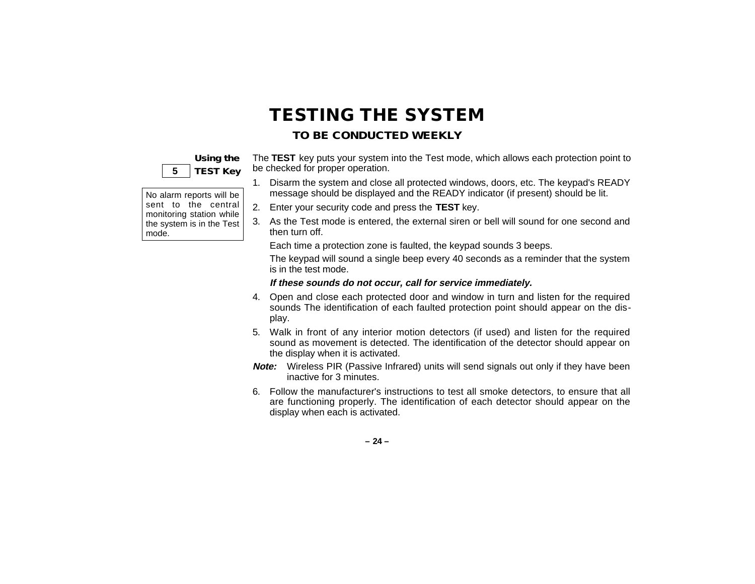# TESTING THE SYSTEM

## TO BE CONDUCTED WEEKLY

**Using the 5 TEST Key**

No alarm reports will be sent to the central monitoring station while the system is in the Test mode.

The **TEST** key puts your system into the Test mode, which allows each protection point to be checked for proper operation.

1. Disarm the system and close all protected windows, doors, etc. The keypad's READY message should be displayed and the READY indicator (if present) should be lit.
2. Enter your security code and press the **TEST** key.
3. As the Test mode is entered, the external siren or bell will sound for one second and then turn off.

   Each time a protection zone is faulted, the keypad sounds 3 beeps.

   The keypad will sound a single beep every 40 seconds as a reminder that the system is in the test mode.

   ***If these sounds do not occur, call for service immediately.***
4. Open and close each protected door and window in turn and listen for the required sounds The identification of each faulted protection point should appear on the display.
5. Walk in front of any interior motion detectors (if used) and listen for the required sound as movement is detected. The identification of the detector should appear on the display when it is activated.

***Note:*** Wireless PIR (Passive Infrared) units will send signals out only if they have been inactive for 3 minutes.

6. Follow the manufacturer's instructions to test all smoke detectors, to ensure that all are functioning properly. The identification of each detector should appear on the display when each is activated.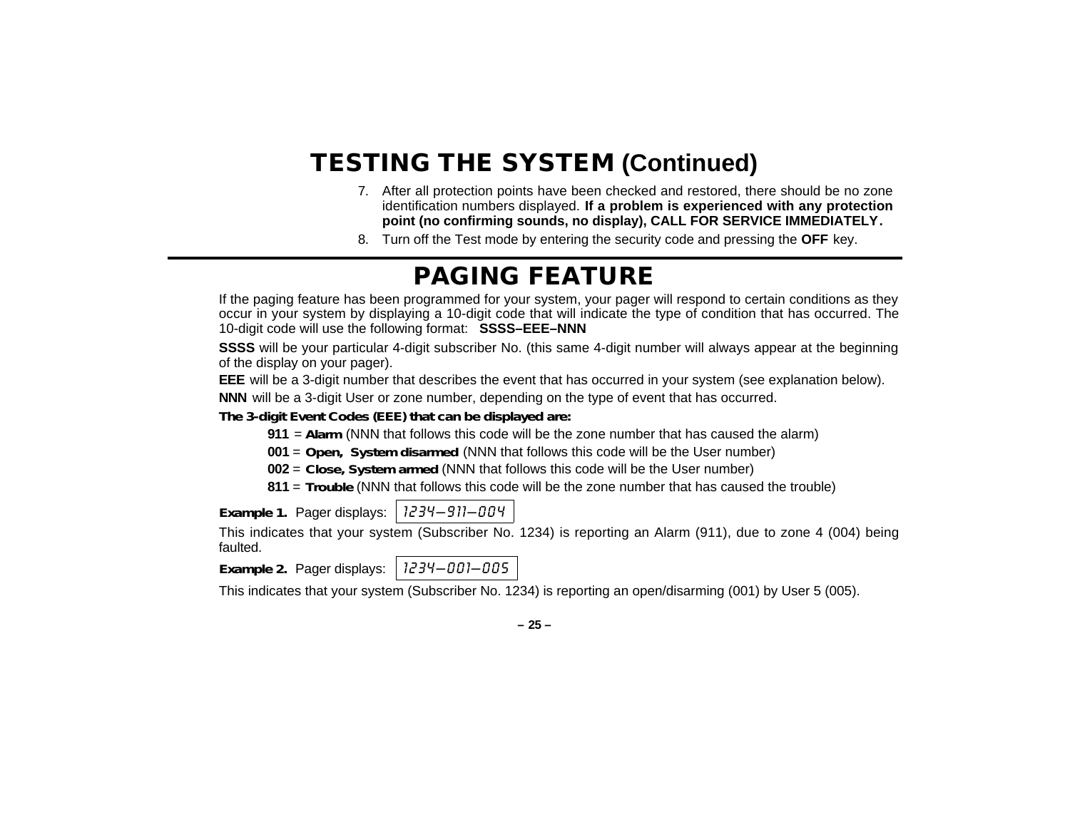# TESTING THE SYSTEM (Continued)

7. After all protection points have been checked and restored, there should be no zone identification numbers displayed. **If a problem is experienced with any protection point (no confirming sounds, no display), CALL FOR SERVICE IMMEDIATELY.**
8. Turn off the Test mode by entering the security code and pressing the **OFF** key.

---

# PAGING FEATURE

If the paging feature has been programmed for your system, your pager will respond to certain conditions as they occur in your system by displaying a 10-digit code that will indicate the type of condition that has occurred. The 10-digit code will use the following format: **SSSS–EEE–NNN**

**SSSS** will be your particular 4-digit subscriber No. (this same 4-digit number will always appear at the beginning of the display on your pager).

**EEE** will be a 3-digit number that describes the event that has occurred in your system (see explanation below).

**NNN** will be a 3-digit User or zone number, depending on the type of event that has occurred.

**The 3-digit Event Codes (EEE) that can be displayed are:**

- **911** = **Alarm** (NNN that follows this code will be the zone number that has caused the alarm)
- **001** = **Open, System disarmed** (NNN that follows this code will be the User number)
- **002** = **Close, System armed** (NNN that follows this code will be the User number)
- **811** = **Trouble** (NNN that follows this code will be the zone number that has caused the trouble)

**Example 1.** Pager displays: `1234–911–004`

This indicates that your system (Subscriber No. 1234) is reporting an Alarm (911), due to zone 4 (004) being faulted.

**Example 2.** Pager displays: `1234–001–005`

This indicates that your system (Subscriber No. 1234) is reporting an open/disarming (001) by User 5 (005).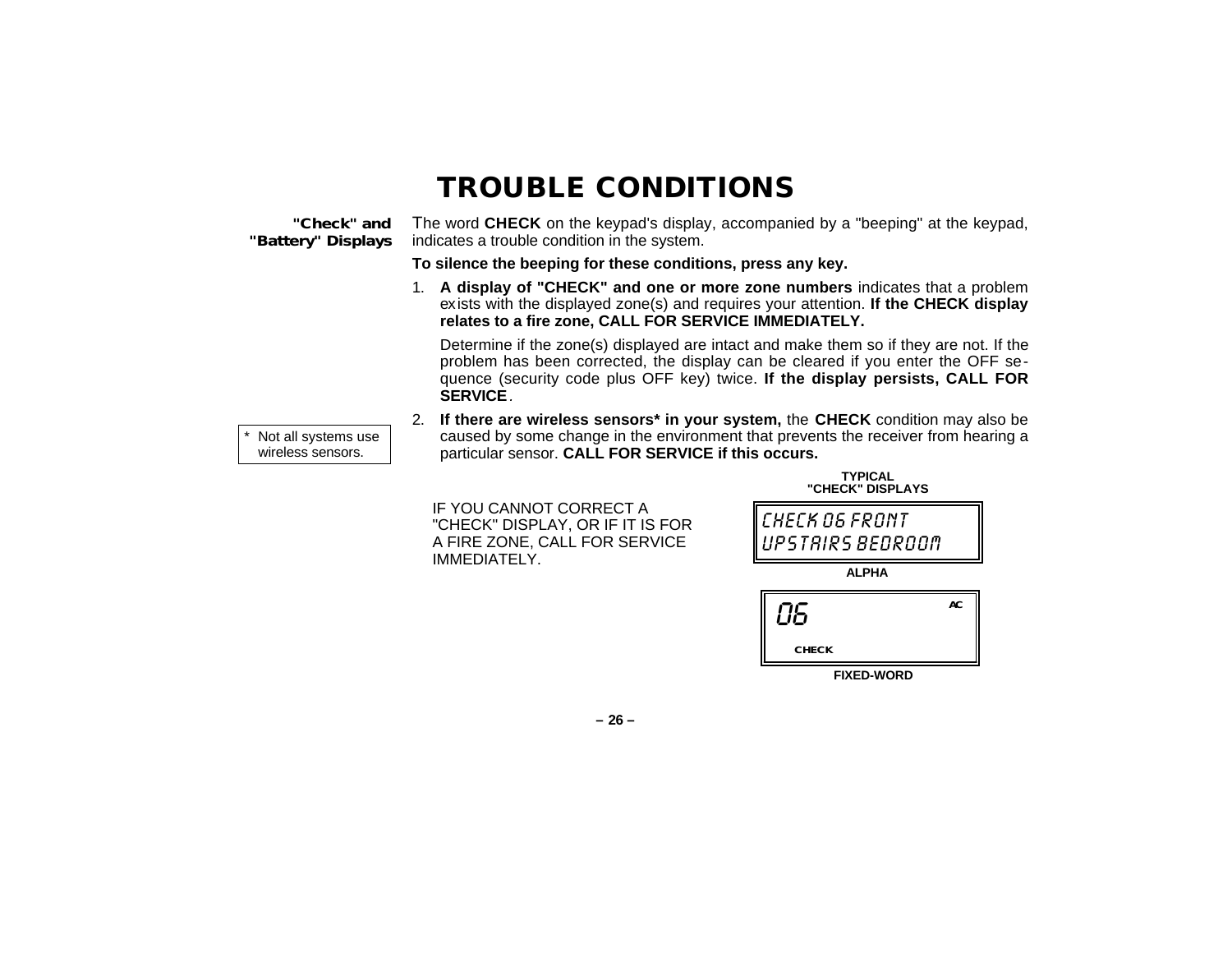# TROUBLE CONDITIONS

**"Check" and "Battery" Displays**

The word **CHECK** on the keypad's display, accompanied by a "beeping" at the keypad, indicates a trouble condition in the system.

**To silence the beeping for these conditions, press any key.**

1. **A display of "CHECK" and one or more zone numbers** indicates that a problem exists with the displayed zone(s) and requires your attention. **If the CHECK display relates to a fire zone, CALL FOR SERVICE IMMEDIATELY.**

   Determine if the zone(s) displayed are intact and make them so if they are not. If the problem has been corrected, the display can be cleared if you enter the OFF sequence (security code plus OFF key) twice. **If the display persists, CALL FOR SERVICE**.

2. **If there are wireless sensors* in your system,** the **CHECK** condition may also be caused by some change in the environment that prevents the receiver from hearing a particular sensor. **CALL FOR SERVICE if this occurs.**

* Not all systems use wireless sensors.

IF YOU CANNOT CORRECT A "CHECK" DISPLAY, OR IF IT IS FOR A FIRE ZONE, CALL FOR SERVICE IMMEDIATELY.

**TYPICAL "CHECK" DISPLAYS**

CHECK 06 FRONT
UPSTAIRS BEDROOM

**ALPHA**

06 AC
CHECK

**FIXED-WORD**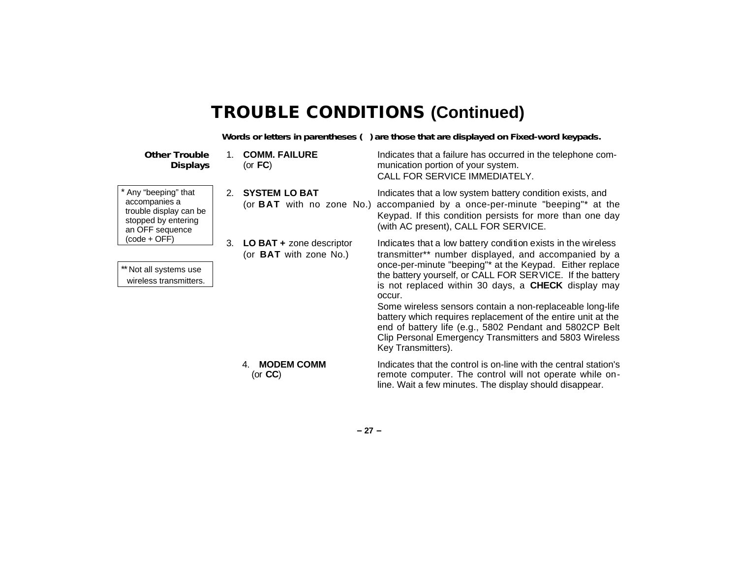# TROUBLE CONDITIONS (Continued)

**Words or letters in parentheses ( ) are those that are displayed on Fixed-word keypads.**

**Other Trouble Displays**

| | Display | Description |
|---|---|---|
| 1. | **COMM. FAILURE** (or **FC**) | Indicates that a failure has occurred in the telephone communication portion of your system. CALL FOR SERVICE IMMEDIATELY. |
| 2. | **SYSTEM LO BAT** (or **BAT** with no zone No.) | Indicates that a low system battery condition exists, and accompanied by a once-per-minute "beeping"* at the Keypad. If this condition persists for more than one day (with AC present), CALL FOR SERVICE. |
| 3. | **LO BAT +** zone descriptor (or **BAT** with zone No.) | Indicates that a low battery condition exists in the wireless transmitter** number displayed, and accompanied by a once-per-minute "beeping"* at the Keypad. Either replace the battery yourself, or CALL FOR SERVICE. If the battery is not replaced within 30 days, a **CHECK** display may occur.<br>Some wireless sensors contain a non-replaceable long-life battery which requires replacement of the entire unit at the end of battery life (e.g., 5802 Pendant and 5802CP Belt Clip Personal Emergency Transmitters and 5803 Wireless Key Transmitters). |
| 4. | **MODEM COMM** (or **CC**) | Indicates that the control is on-line with the central station's remote computer. The control will not operate while on-line. Wait a few minutes. The display should disappear. |

\* Any "beeping" that accompanies a trouble display can be stopped by entering an OFF sequence (code + OFF)

\*\* Not all systems use wireless transmitters.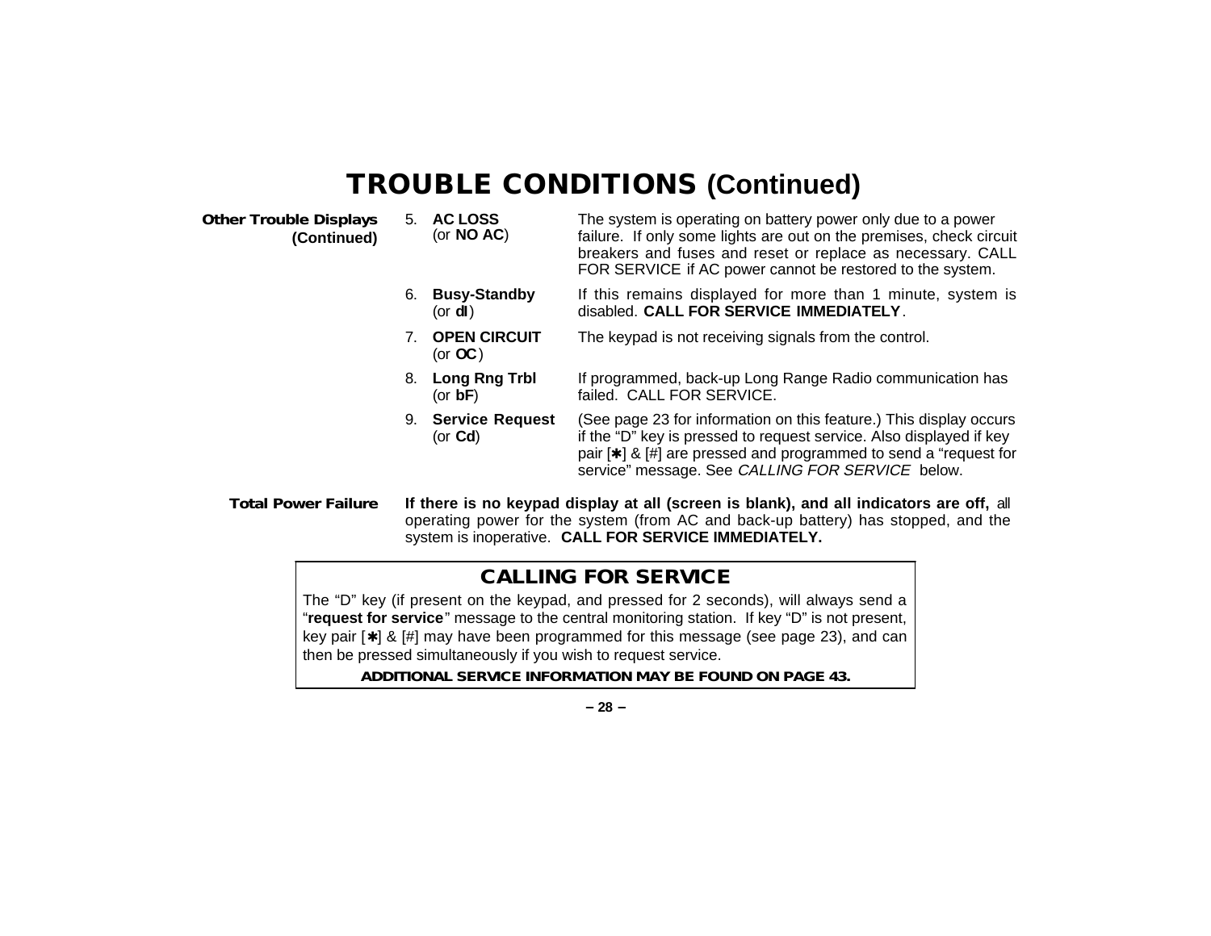# TROUBLE CONDITIONS (Continued)

**Other Trouble Displays (Continued)**

5. **AC LOSS** (or **NO AC**) — The system is operating on battery power only due to a power failure. If only some lights are out on the premises, check circuit breakers and fuses and reset or replace as necessary. CALL FOR SERVICE if AC power cannot be restored to the system.
6. **Busy-Standby** (or **dI**) — If this remains displayed for more than 1 minute, system is disabled. **CALL FOR SERVICE IMMEDIATELY**.
7. **OPEN CIRCUIT** (or **OC**) — The keypad is not receiving signals from the control.
8. **Long Rng Trbl** (or **bF**) — If programmed, back-up Long Range Radio communication has failed. CALL FOR SERVICE.
9. **Service Request** (or **Cd**) — (See page 23 for information on this feature.) This display occurs if the “D” key is pressed to request service. Also displayed if key pair [✱] & [#] are pressed and programmed to send a “request for service” message. See *CALLING FOR SERVICE* below.

**Total Power Failure**

**If there is no keypad display at all (screen is blank), and all indicators are off,** all operating power for the system (from AC and back-up battery) has stopped, and the system is inoperative. **CALL FOR SERVICE IMMEDIATELY.**

## CALLING FOR SERVICE

The “D” key (if present on the keypad, and pressed for 2 seconds), will always send a “**request for service**” message to the central monitoring station. If key “D” is not present, key pair [✱] & [#] may have been programmed for this message (see page 23), and can then be pressed simultaneously if you wish to request service.

**ADDITIONAL SERVICE INFORMATION MAY BE FOUND ON PAGE 43.**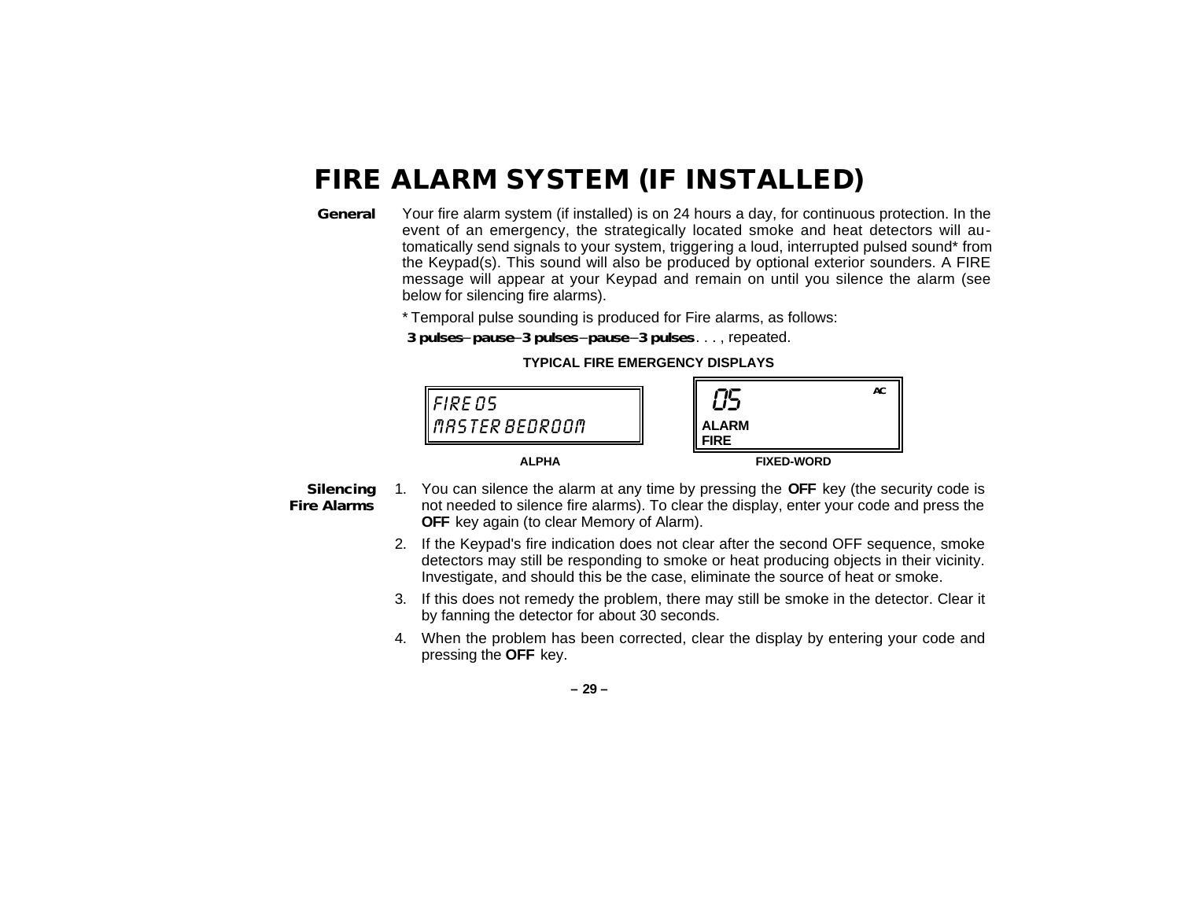# FIRE ALARM SYSTEM (IF INSTALLED)

**General**

Your fire alarm system (if installed) is on 24 hours a day, for continuous protection. In the event of an emergency, the strategically located smoke and heat detectors will automatically send signals to your system, triggering a loud, interrupted pulsed sound* from the Keypad(s). This sound will also be produced by optional exterior sounders. A FIRE message will appear at your Keypad and remain on until you silence the alarm (see below for silencing fire alarms).

* Temporal pulse sounding is produced for Fire alarms, as follows:

**3 pulses–pause–3 pulses–pause–3 pulses**. . . , repeated.

**TYPICAL FIRE EMERGENCY DISPLAYS**

| ALPHA | FIXED-WORD |
|---|---|
| FIRE 05<br>MASTER BEDROOM | 05 AC<br>ALARM<br>FIRE |

**Silencing Fire Alarms**

1. You can silence the alarm at any time by pressing the **OFF** key (the security code is not needed to silence fire alarms). To clear the display, enter your code and press the **OFF** key again (to clear Memory of Alarm).
2. If the Keypad's fire indication does not clear after the second OFF sequence, smoke detectors may still be responding to smoke or heat producing objects in their vicinity. Investigate, and should this be the case, eliminate the source of heat or smoke.
3. If this does not remedy the problem, there may still be smoke in the detector. Clear it by fanning the detector for about 30 seconds.
4. When the problem has been corrected, clear the display by entering your code and pressing the **OFF** key.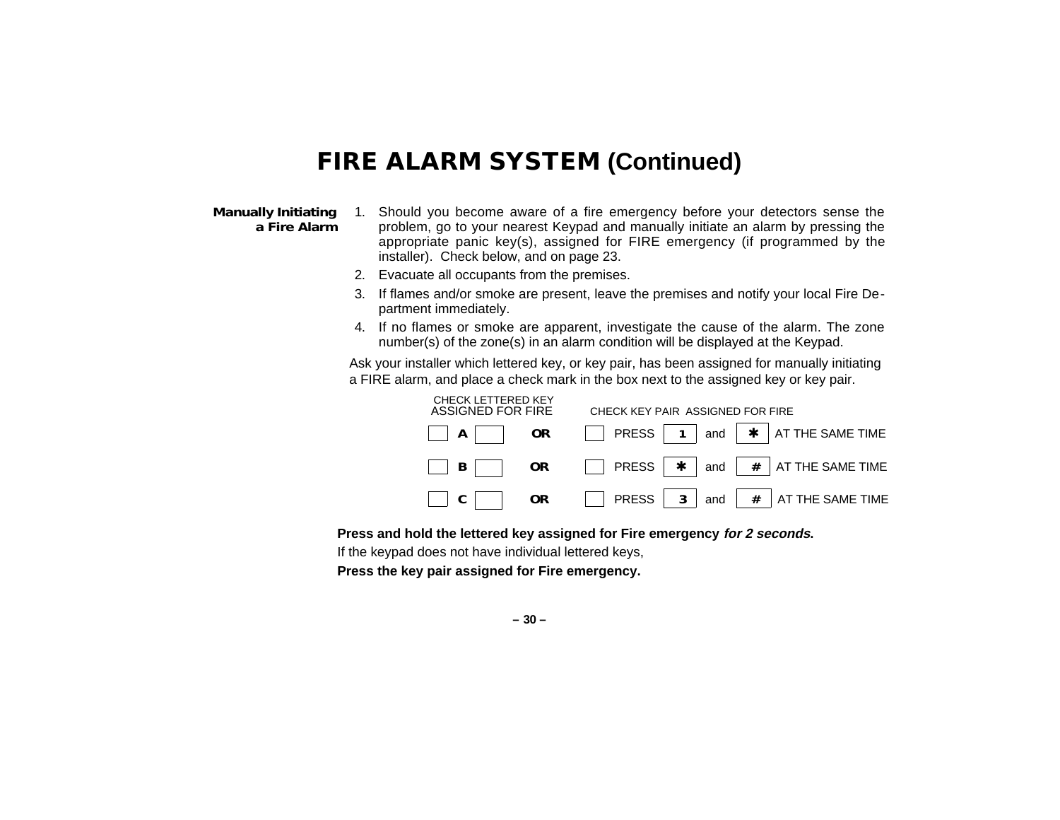# FIRE ALARM SYSTEM (Continued)

**Manually Initiating a Fire Alarm**

1. Should you become aware of a fire emergency before your detectors sense the problem, go to your nearest Keypad and manually initiate an alarm by pressing the appropriate panic key(s), assigned for FIRE emergency (if programmed by the installer). Check below, and on page 23.
2. Evacuate all occupants from the premises.
3. If flames and/or smoke are present, leave the premises and notify your local Fire Department immediately.
4. If no flames or smoke are apparent, investigate the cause of the alarm. The zone number(s) of the zone(s) in an alarm condition will be displayed at the Keypad.

Ask your installer which lettered key, or key pair, has been assigned for manually initiating a FIRE alarm, and place a check mark in the box next to the assigned key or key pair.

| CHECK LETTERED KEY ASSIGNED FOR FIRE | | CHECK KEY PAIR ASSIGNED FOR FIRE |
|---|---|---|
| ☐ **A** | **OR** | ☐ PRESS **1** and **✱** AT THE SAME TIME |
| ☐ **B** | **OR** | ☐ PRESS **✱** and **#** AT THE SAME TIME |
| ☐ **C** | **OR** | ☐ PRESS **3** and **#** AT THE SAME TIME |

**Press and hold the lettered key assigned for Fire emergency *for 2 seconds*.**

If the keypad does not have individual lettered keys,

**Press the key pair assigned for Fire emergency.**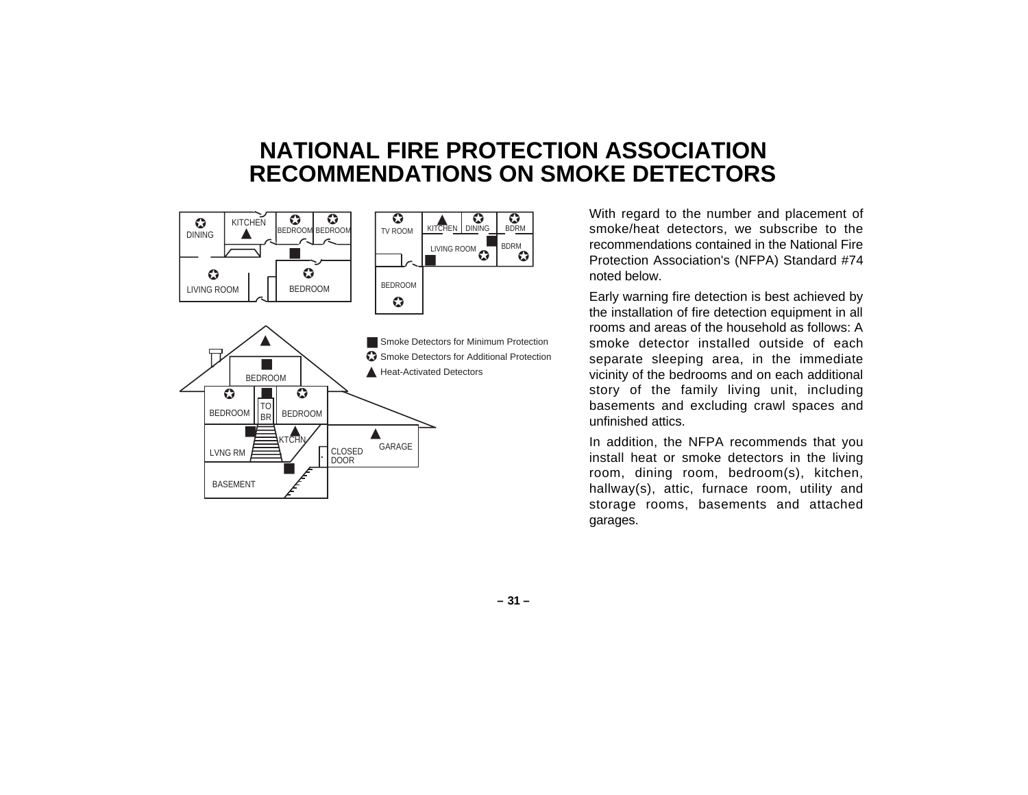# NATIONAL FIRE PROTECTION ASSOCIATION RECOMMENDATIONS ON SMOKE DETECTORS

■ Smoke Detectors for Minimum Protection

✪ Smoke Detectors for Additional Protection

▲ Heat-Activated Detectors

With regard to the number and placement of smoke/heat detectors, we subscribe to the recommendations contained in the National Fire Protection Association's (NFPA) Standard #74 noted below.

Early warning fire detection is best achieved by the installation of fire detection equipment in all rooms and areas of the household as follows: A smoke detector installed outside of each separate sleeping area, in the immediate vicinity of the bedrooms and on each additional story of the family living unit, including basements and excluding crawl spaces and unfinished attics.

In addition, the NFPA recommends that you install heat or smoke detectors in the living room, dining room, bedroom(s), kitchen, hallway(s), attic, furnace room, utility and storage rooms, basements and attached garages.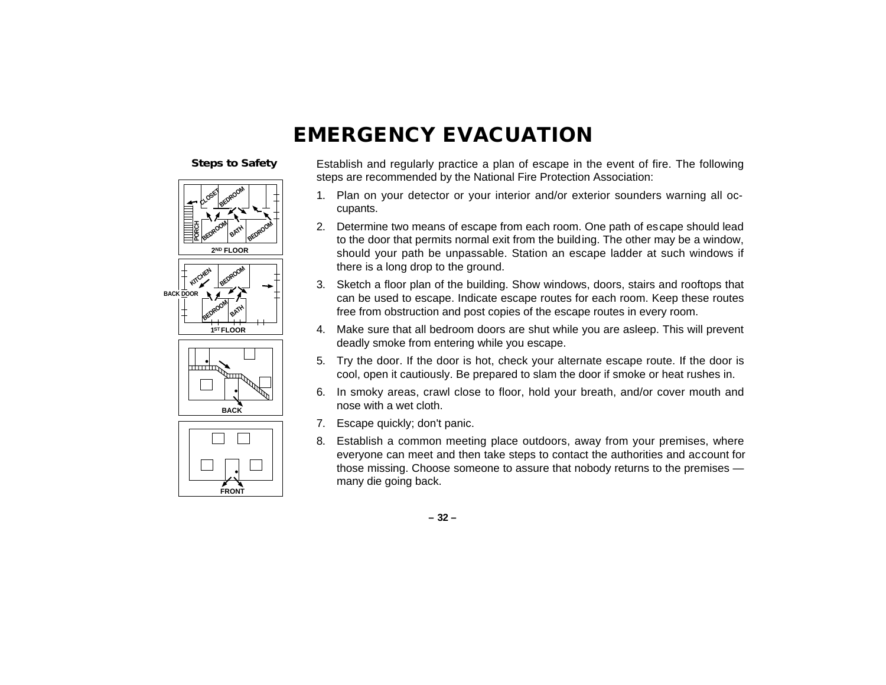# EMERGENCY EVACUATION

**Steps to Safety**

Establish and regularly practice a plan of escape in the event of fire. The following steps are recommended by the National Fire Protection Association:

1. Plan on your detector or your interior and/or exterior sounders warning all occupants.
2. Determine two means of escape from each room. One path of escape should lead to the door that permits normal exit from the building. The other may be a window, should your path be unpassable. Station an escape ladder at such windows if there is a long drop to the ground.
3. Sketch a floor plan of the building. Show windows, doors, stairs and rooftops that can be used to escape. Indicate escape routes for each room. Keep these routes free from obstruction and post copies of the escape routes in every room.
4. Make sure that all bedroom doors are shut while you are asleep. This will prevent deadly smoke from entering while you escape.
5. Try the door. If the door is hot, check your alternate escape route. If the door is cool, open it cautiously. Be prepared to slam the door if smoke or heat rushes in.
6. In smoky areas, crawl close to floor, hold your breath, and/or cover mouth and nose with a wet cloth.
7. Escape quickly; don't panic.
8. Establish a common meeting place outdoors, away from your premises, where everyone can meet and then take steps to contact the authorities and account for those missing. Choose someone to assure that nobody returns to the premises — many die going back.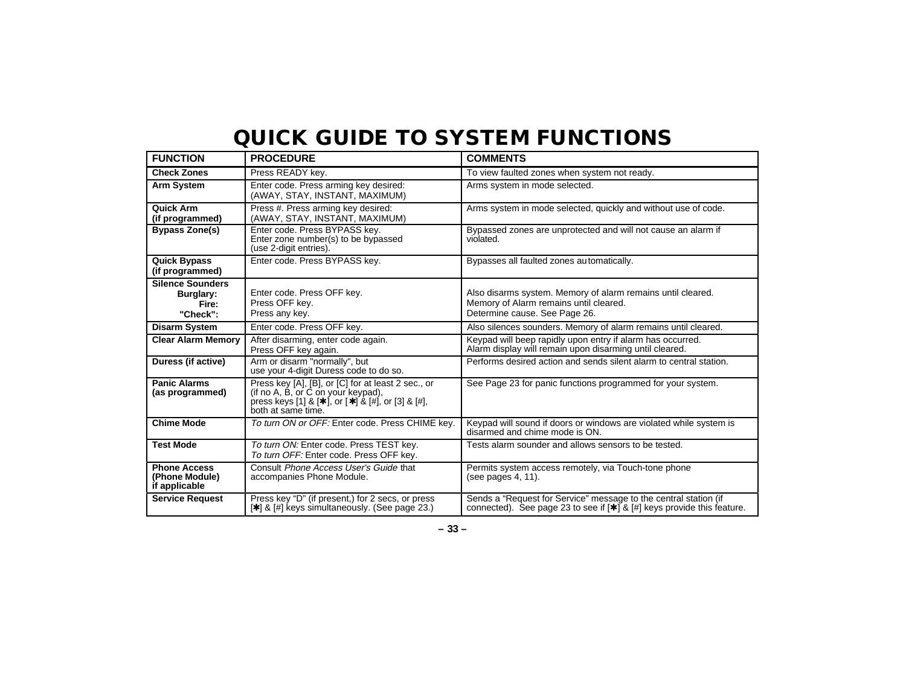# QUICK GUIDE TO SYSTEM FUNCTIONS

| FUNCTION | PROCEDURE | COMMENTS |
|---|---|---|
| **Check Zones** | Press READY key. | To view faulted zones when system not ready. |
| **Arm System** | Enter code. Press arming key desired: (AWAY, STAY, INSTANT, MAXIMUM) | Arms system in mode selected. |
| **Quick Arm (if programmed)** | Press #. Press arming key desired: (AWAY, STAY, INSTANT, MAXIMUM) | Arms system in mode selected, quickly and without use of code. |
| **Bypass Zone(s)** | Enter code. Press BYPASS key. Enter zone number(s) to be bypassed (use 2-digit entries). | Bypassed zones are unprotected and will not cause an alarm if violated. |
| **Quick Bypass (if programmed)** | Enter code. Press BYPASS key. | Bypasses all faulted zones automatically. |
| **Silence Sounders** | | |
| **Burglary:** | Enter code. Press OFF key. | Also disarms system. Memory of alarm remains until cleared. |
| **Fire:** | Press OFF key. | Memory of Alarm remains until cleared. |
| **"Check":** | Press any key. | Determine cause. See Page 26. |
| **Disarm System** | Enter code. Press OFF key. | Also silences sounders. Memory of alarm remains until cleared. |
| **Clear Alarm Memory** | After disarming, enter code again. Press OFF key again. | Keypad will beep rapidly upon entry if alarm has occurred. Alarm display will remain upon disarming until cleared. |
| **Duress (if active)** | Arm or disarm "normally", but use your 4-digit Duress code to do so. | Performs desired action and sends silent alarm to central station. |
| **Panic Alarms (as programmed)** | Press key [A], [B], or [C] for at least 2 sec., or (if no A, B, or C on your keypad), press keys [1] & [✱], or [✱] & [#], or [3] & [#], both at same time. | See Page 23 for panic functions programmed for your system. |
| **Chime Mode** | *To turn ON or OFF:* Enter code. Press CHIME key. | Keypad will sound if doors or windows are violated while system is disarmed and chime mode is ON. |
| **Test Mode** | *To turn ON:* Enter code. Press TEST key. *To turn OFF:* Enter code. Press OFF key. | Tests alarm sounder and allows sensors to be tested. |
| **Phone Access (Phone Module) if applicable** | Consult *Phone Access User's Guide* that accompanies Phone Module. | Permits system access remotely, via Touch-tone phone (see pages 4, 11). |
| **Service Request** | Press key "D" (if present,) for 2 secs, or press [✱] & [#] keys simultaneously. (See page 23.) | Sends a "Request for Service" message to the central station (if connected). See page 23 to see if [✱] & [#] keys provide this feature. |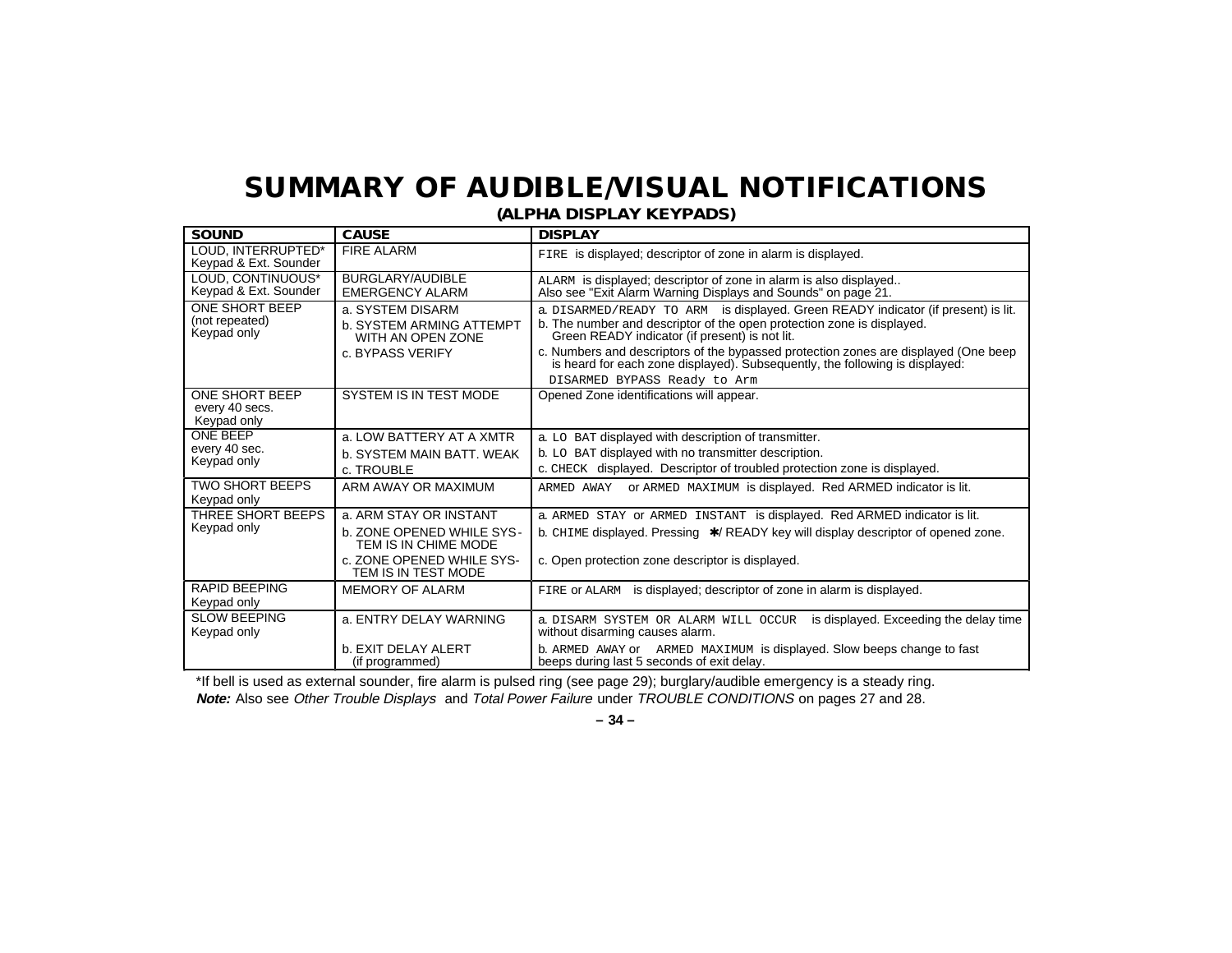# SUMMARY OF AUDIBLE/VISUAL NOTIFICATIONS

## (ALPHA DISPLAY KEYPADS)

| SOUND | CAUSE | DISPLAY |
|---|---|---|
| LOUD, INTERRUPTED* Keypad & Ext. Sounder | FIRE ALARM | FIRE is displayed; descriptor of zone in alarm is displayed. |
| LOUD, CONTINUOUS* Keypad & Ext. Sounder | BURGLARY/AUDIBLE EMERGENCY ALARM | ALARM is displayed; descriptor of zone in alarm is also displayed.. Also see "Exit Alarm Warning Displays and Sounds" on page 21. |
| ONE SHORT BEEP (not repeated) Keypad only | a. SYSTEM DISARM<br>b. SYSTEM ARMING ATTEMPT WITH AN OPEN ZONE<br>c. BYPASS VERIFY | a. DISARMED/READY TO ARM is displayed. Green READY indicator (if present) is lit.<br>b. The number and descriptor of the open protection zone is displayed. Green READY indicator (if present) is not lit.<br>c. Numbers and descriptors of the bypassed protection zones are displayed (One beep is heard for each zone displayed). Subsequently, the following is displayed: DISARMED BYPASS Ready to Arm |
| ONE SHORT BEEP every 40 secs. Keypad only | SYSTEM IS IN TEST MODE | Opened Zone identifications will appear. |
| ONE BEEP every 40 sec. Keypad only | a. LOW BATTERY AT A XMTR<br>b. SYSTEM MAIN BATT. WEAK<br>c. TROUBLE | a. LO BAT displayed with description of transmitter.<br>b. LO BAT displayed with no transmitter description.<br>c. CHECK displayed. Descriptor of troubled protection zone is displayed. |
| TWO SHORT BEEPS Keypad only | ARM AWAY OR MAXIMUM | ARMED AWAY or ARMED MAXIMUM is displayed. Red ARMED indicator is lit. |
| THREE SHORT BEEPS Keypad only | a. ARM STAY OR INSTANT<br>b. ZONE OPENED WHILE SYSTEM IS IN CHIME MODE<br>c. ZONE OPENED WHILE SYSTEM IS IN TEST MODE | a. ARMED STAY or ARMED INSTANT is displayed. Red ARMED indicator is lit.<br>b. CHIME displayed. Pressing ✱/ READY key will display descriptor of opened zone.<br>c. Open protection zone descriptor is displayed. |
| RAPID BEEPING Keypad only | MEMORY OF ALARM | FIRE or ALARM is displayed; descriptor of zone in alarm is displayed. |
| SLOW BEEPING Keypad only | a. ENTRY DELAY WARNING<br>b. EXIT DELAY ALERT (if programmed) | a. DISARM SYSTEM OR ALARM WILL OCCUR is displayed. Exceeding the delay time without disarming causes alarm.<br>b. ARMED AWAY or ARMED MAXIMUM is displayed. Slow beeps change to fast beeps during last 5 seconds of exit delay. |

*If bell is used as external sounder, fire alarm is pulsed ring (see page 29); burglary/audible emergency is a steady ring.

***Note:*** Also see *Other Trouble Displays* and *Total Power Failure* under *TROUBLE CONDITIONS* on pages 27 and 28.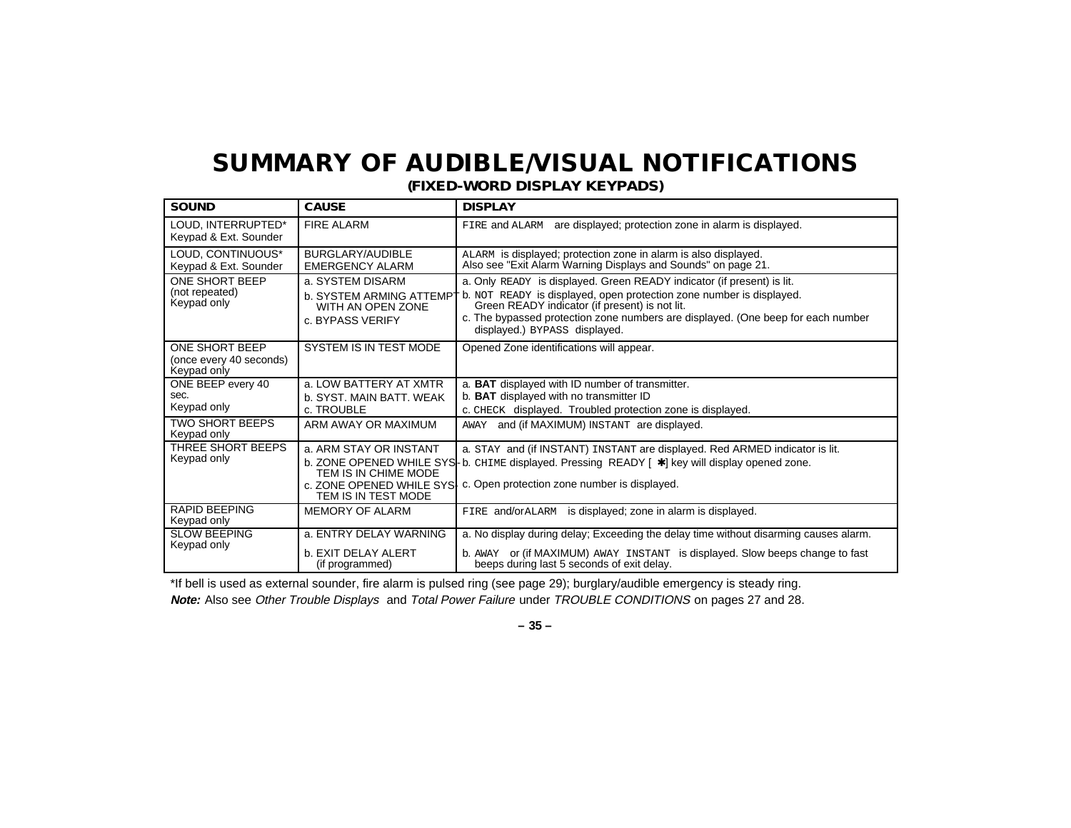# SUMMARY OF AUDIBLE/VISUAL NOTIFICATIONS

**(FIXED-WORD DISPLAY KEYPADS)**

| SOUND | CAUSE | DISPLAY |
|---|---|---|
| LOUD, INTERRUPTED* Keypad & Ext. Sounder | FIRE ALARM | FIRE and ALARM are displayed; protection zone in alarm is displayed. |
| LOUD, CONTINUOUS* Keypad & Ext. Sounder | BURGLARY/AUDIBLE EMERGENCY ALARM | ALARM is displayed; protection zone in alarm is also displayed. Also see "Exit Alarm Warning Displays and Sounds" on page 21. |
| ONE SHORT BEEP (not repeated) Keypad only | a. SYSTEM DISARM<br>b. SYSTEM ARMING ATTEMPT WITH AN OPEN ZONE<br>c. BYPASS VERIFY | a. Only READY is displayed. Green READY indicator (if present) is lit.<br>b. NOT READY is displayed, open protection zone number is displayed. Green READY indicator (if present) is not lit.<br>c. The bypassed protection zone numbers are displayed. (One beep for each number displayed.) BYPASS displayed. |
| ONE SHORT BEEP (once every 40 seconds) Keypad only | SYSTEM IS IN TEST MODE | Opened Zone identifications will appear. |
| ONE BEEP every 40 sec. Keypad only | a. LOW BATTERY AT XMTR<br>b. SYST. MAIN BATT. WEAK<br>c. TROUBLE | a. **BAT** displayed with ID number of transmitter.<br>b. **BAT** displayed with no transmitter ID<br>c. CHECK displayed. Troubled protection zone is displayed. |
| TWO SHORT BEEPS Keypad only | ARM AWAY OR MAXIMUM | AWAY and (if MAXIMUM) INSTANT are displayed. |
| THREE SHORT BEEPS Keypad only | a. ARM STAY OR INSTANT<br>b. ZONE OPENED WHILE SYSTEM IS IN CHIME MODE<br>c. ZONE OPENED WHILE SYSTEM IS IN TEST MODE | a. STAY and (if INSTANT) INSTANT are displayed. Red ARMED indicator is lit.<br>b. CHIME displayed. Pressing READY [ ✱] key will display opened zone.<br>c. Open protection zone number is displayed. |
| RAPID BEEPING Keypad only | MEMORY OF ALARM | FIRE and/or ALARM is displayed; zone in alarm is displayed. |
| SLOW BEEPING Keypad only | a. ENTRY DELAY WARNING<br>b. EXIT DELAY ALERT (if programmed) | a. No display during delay; Exceeding the delay time without disarming causes alarm.<br>b. AWAY or (if MAXIMUM) AWAY INSTANT is displayed. Slow beeps change to fast beeps during last 5 seconds of exit delay. |

*If bell is used as external sounder, fire alarm is pulsed ring (see page 29); burglary/audible emergency is steady ring.

***Note:*** Also see *Other Trouble Displays* and *Total Power Failure* under *TROUBLE CONDITIONS* on pages 27 and 28.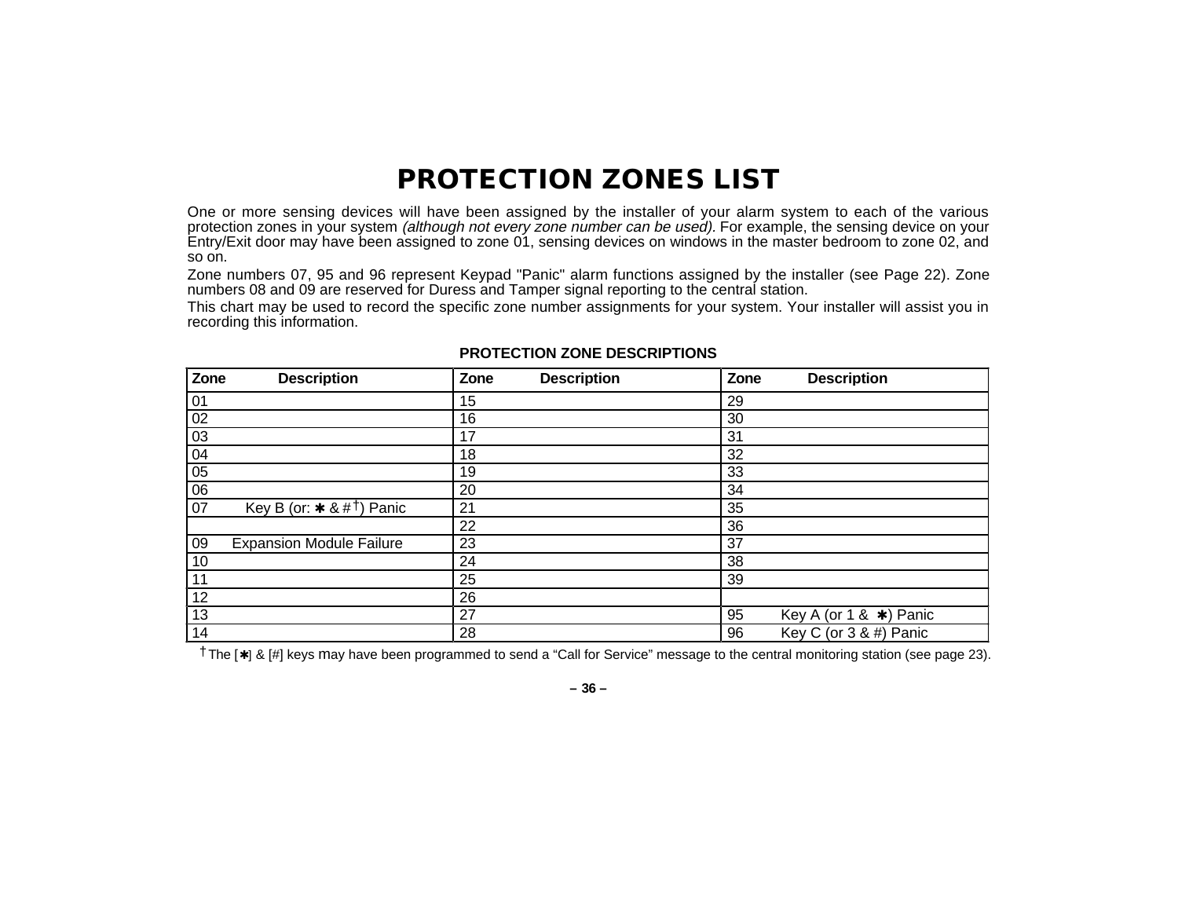# PROTECTION ZONES LIST

One or more sensing devices will have been assigned by the installer of your alarm system to each of the various protection zones in your system *(although not every zone number can be used).* For example, the sensing device on your Entry/Exit door may have been assigned to zone 01, sensing devices on windows in the master bedroom to zone 02, and so on.

Zone numbers 07, 95 and 96 represent Keypad "Panic" alarm functions assigned by the installer (see Page 22). Zone numbers 08 and 09 are reserved for Duress and Tamper signal reporting to the central station.

This chart may be used to record the specific zone number assignments for your system. Your installer will assist you in recording this information.

**PROTECTION ZONE DESCRIPTIONS**

| Zone | Description | Zone | Description | Zone | Description |
|---|---|---|---|---|---|
| 01 | | 15 | | 29 | |
| 02 | | 16 | | 30 | |
| 03 | | 17 | | 31 | |
| 04 | | 18 | | 32 | |
| 05 | | 19 | | 33 | |
| 06 | | 20 | | 34 | |
| 07 | Key B (or: ✱ & #†) Panic | 21 | | 35 | |
| | | 22 | | 36 | |
| 09 | Expansion Module Failure | 23 | | 37 | |
| 10 | | 24 | | 38 | |
| 11 | | 25 | | 39 | |
| 12 | | 26 | | | |
| 13 | | 27 | | 95 | Key A (or 1 & ✱) Panic |
| 14 | | 28 | | 96 | Key C (or 3 & #) Panic |

† The [✱] & [#] keys may have been programmed to send a "Call for Service" message to the central monitoring station (see page 23).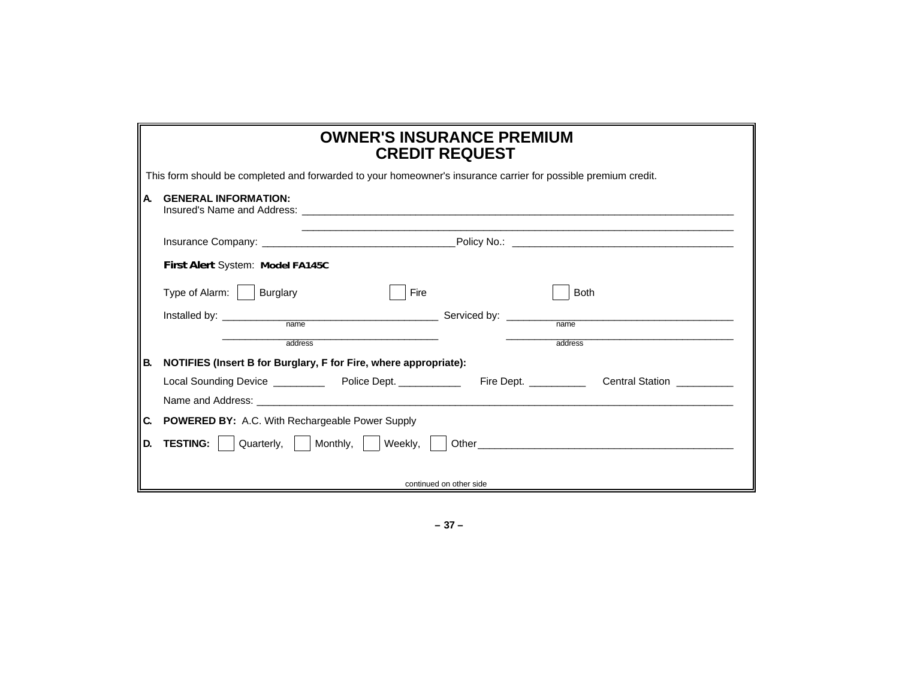# OWNER'S INSURANCE PREMIUM CREDIT REQUEST

This form should be completed and forwarded to your homeowner's insurance carrier for possible premium credit.

**A. GENERAL INFORMATION:**

Insured's Name and Address: ______________________________________________

______________________________________________

Insurance Company: ______________________ Policy No.: ______________________

***First Alert*** System: **Model FA145C**

Type of Alarm: ☐ Burglary ☐ Fire ☐ Both

Installed by: ______________________ Serviced by: ______________________
name name

______________________ ______________________
address address

**B. NOTIFIES (Insert B for Burglary, F for Fire, where appropriate):**

Local Sounding Device _________ Police Dept. ___________ Fire Dept. __________ Central Station __________

Name and Address: ______________________________________________

**C. POWERED BY:** A.C. With Rechargeable Power Supply

**D. TESTING:** ☐ Quarterly, ☐ Monthly, ☐ Weekly, ☐ Other______________________

continued on other side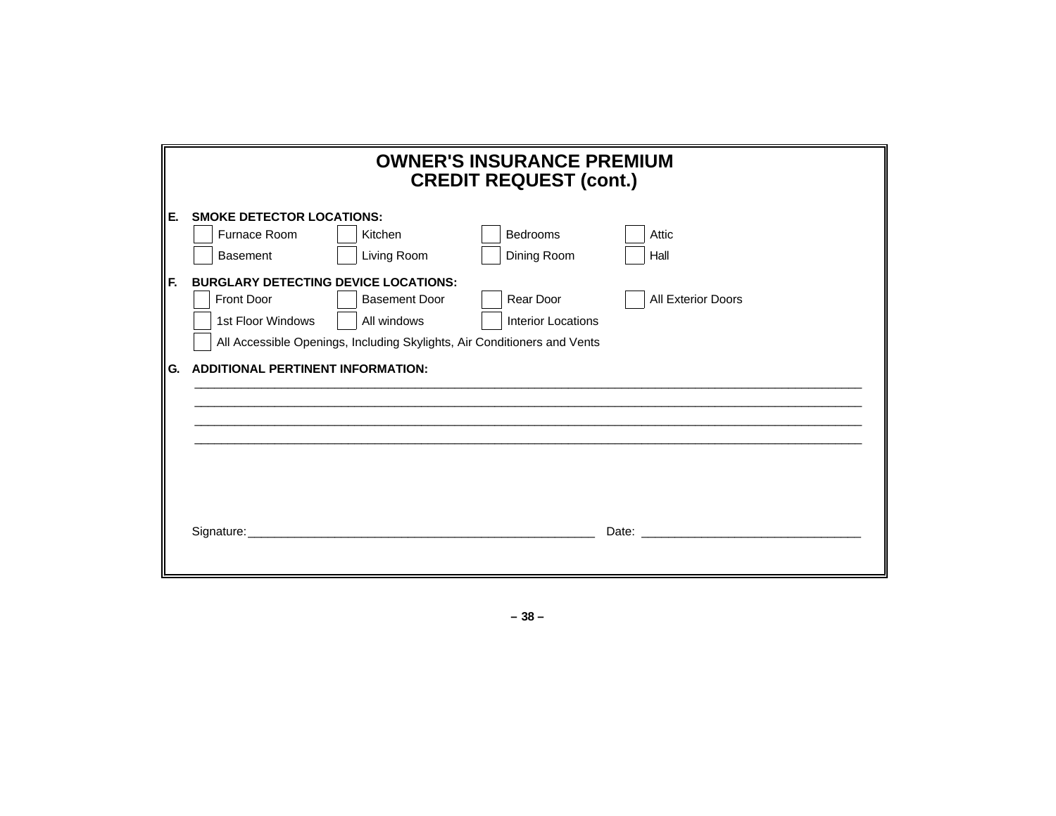# OWNER'S INSURANCE PREMIUM CREDIT REQUEST (cont.)

**E. SMOKE DETECTOR LOCATIONS:**

- [ ] Furnace Room
- [ ] Kitchen
- [ ] Bedrooms
- [ ] Attic
- [ ] Basement
- [ ] Living Room
- [ ] Dining Room
- [ ] Hall

**F. BURGLARY DETECTING DEVICE LOCATIONS:**

- [ ] Front Door
- [ ] Basement Door
- [ ] Rear Door
- [ ] All Exterior Doors
- [ ] 1st Floor Windows
- [ ] All windows
- [ ] Interior Locations
- [ ] All Accessible Openings, Including Skylights, Air Conditioners and Vents

**G. ADDITIONAL PERTINENT INFORMATION:**

_______________________________________________________________________________

_______________________________________________________________________________

_______________________________________________________________________________

_______________________________________________________________________________

Signature:_____________________________________________ Date: ___________________________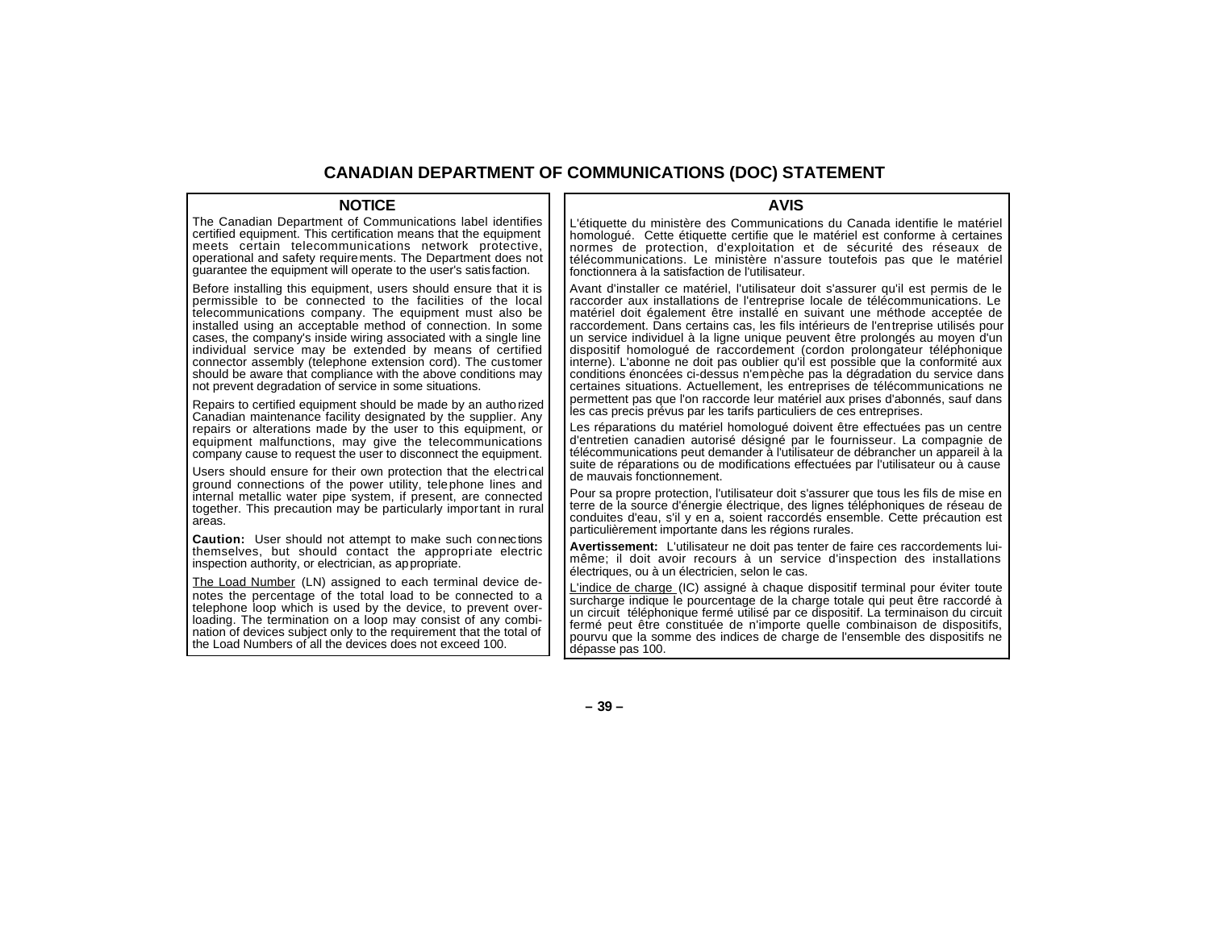# CANADIAN DEPARTMENT OF COMMUNICATIONS (DOC) STATEMENT

## NOTICE

The Canadian Department of Communications label identifies certified equipment. This certification means that the equipment meets certain telecommunications network protective, operational and safety requirements. The Department does not guarantee the equipment will operate to the user's satisfaction.

Before installing this equipment, users should ensure that it is permissible to be connected to the facilities of the local telecommunications company. The equipment must also be installed using an acceptable method of connection. In some cases, the company's inside wiring associated with a single line individual service may be extended by means of certified connector assembly (telephone extension cord). The customer should be aware that compliance with the above conditions may not prevent degradation of service in some situations.

Repairs to certified equipment should be made by an authorized Canadian maintenance facility designated by the supplier. Any repairs or alterations made by the user to this equipment, or equipment malfunctions, may give the telecommunications company cause to request the user to disconnect the equipment.

Users should ensure for their own protection that the electrical ground connections of the power utility, telephone lines and internal metallic water pipe system, if present, are connected together. This precaution may be particularly important in rural areas.

**Caution:** User should not attempt to make such connections themselves, but should contact the appropriate electric inspection authority, or electrician, as appropriate.

The Load Number (LN) assigned to each terminal device denotes the percentage of the total load to be connected to a telephone loop which is used by the device, to prevent overloading. The termination on a loop may consist of any combination of devices subject only to the requirement that the total of the Load Numbers of all the devices does not exceed 100.

## AVIS

L'étiquette du ministère des Communications du Canada identifie le matériel homologué. Cette étiquette certifie que le matériel est conforme à certaines normes de protection, d'exploitation et de sécurité des réseaux de télécommunications. Le ministère n'assure toutefois pas que le matériel fonctionnera à la satisfaction de l'utilisateur.

Avant d'installer ce matériel, l'utilisateur doit s'assurer qu'il est permis de le raccorder aux installations de l'entreprise locale de télécommunications. Le matériel doit également être installé en suivant une méthode acceptée de raccordement. Dans certains cas, les fils intérieurs de l'entreprise utilisés pour un service individuel à la ligne unique peuvent être prolongés au moyen d'un dispositif homologué de raccordement (cordon prolongateur téléphonique interne). L'abonne ne doit pas oublier qu'il est possible que la conformité aux conditions énoncées ci-dessus n'empèche pas la dégradation du service dans certaines situations. Actuellement, les entreprises de télécommunications ne permettent pas que l'on raccorde leur matériel aux prises d'abonnés, sauf dans les cas precis prévus par les tarifs particuliers de ces entreprises.

Les réparations du matériel homologué doivent être effectuées pas un centre d'entretien canadien autorisé désigné par le fournisseur. La compagnie de télécommunications peut demander à l'utilisateur de débrancher un appareil à la suite de réparations ou de modifications effectuées par l'utilisateur ou à cause de mauvais fonctionnement.

Pour sa propre protection, l'utilisateur doit s'assurer que tous les fils de mise en terre de la source d'énergie électrique, des lignes téléphoniques de réseau de conduites d'eau, s'il y en a, soient raccordés ensemble. Cette précaution est particulièrement importante dans les régions rurales.

**Avertissement:** L'utilisateur ne doit pas tenter de faire ces raccordements lui-même; il doit avoir recours à un service d'inspection des installations électriques, ou à un électricien, selon le cas.

L'indice de charge (IC) assigné à chaque dispositif terminal pour éviter toute surcharge indique le pourcentage de la charge totale qui peut être raccordé à un circuit téléphonique fermé utilisé par ce dispositif. La terminaison du circuit fermé peut être constituée de n'importe quelle combinaison de dispositifs, pourvu que la somme des indices de charge de l'ensemble des dispositifs ne dépasse pas 100.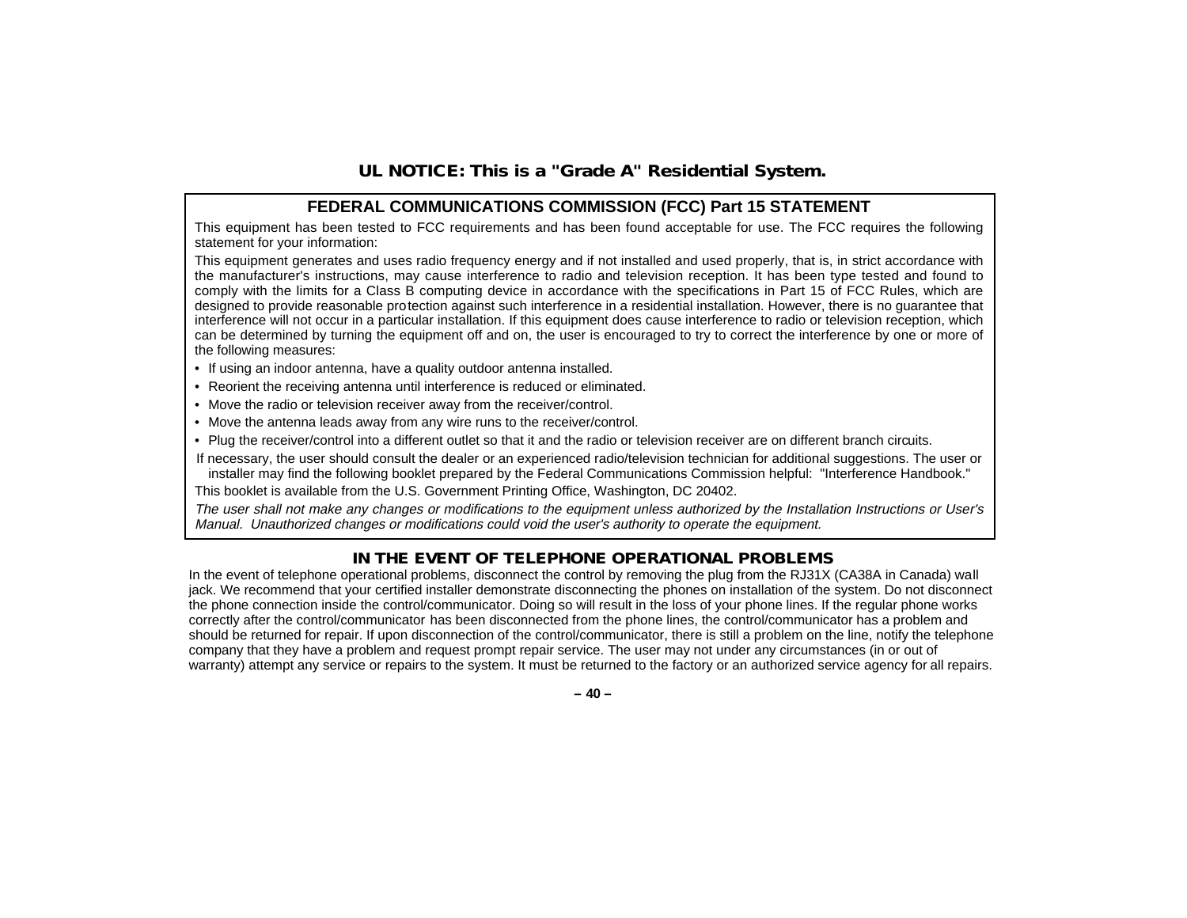**UL NOTICE: This is a "Grade A" Residential System.**

## FEDERAL COMMUNICATIONS COMMISSION (FCC) Part 15 STATEMENT

This equipment has been tested to FCC requirements and has been found acceptable for use. The FCC requires the following statement for your information:

This equipment generates and uses radio frequency energy and if not installed and used properly, that is, in strict accordance with the manufacturer's instructions, may cause interference to radio and television reception. It has been type tested and found to comply with the limits for a Class B computing device in accordance with the specifications in Part 15 of FCC Rules, which are designed to provide reasonable protection against such interference in a residential installation. However, there is no guarantee that interference will not occur in a particular installation. If this equipment does cause interference to radio or television reception, which can be determined by turning the equipment off and on, the user is encouraged to try to correct the interference by one or more of the following measures:

- If using an indoor antenna, have a quality outdoor antenna installed.
- Reorient the receiving antenna until interference is reduced or eliminated.
- Move the radio or television receiver away from the receiver/control.
- Move the antenna leads away from any wire runs to the receiver/control.
- Plug the receiver/control into a different outlet so that it and the radio or television receiver are on different branch circuits.

If necessary, the user should consult the dealer or an experienced radio/television technician for additional suggestions. The user or installer may find the following booklet prepared by the Federal Communications Commission helpful: "Interference Handbook."

This booklet is available from the U.S. Government Printing Office, Washington, DC 20402.

*The user shall not make any changes or modifications to the equipment unless authorized by the Installation Instructions or User's Manual. Unauthorized changes or modifications could void the user's authority to operate the equipment.*

## IN THE EVENT OF TELEPHONE OPERATIONAL PROBLEMS

In the event of telephone operational problems, disconnect the control by removing the plug from the RJ31X (CA38A in Canada) wall jack. We recommend that your certified installer demonstrate disconnecting the phones on installation of the system. Do not disconnect the phone connection inside the control/communicator. Doing so will result in the loss of your phone lines. If the regular phone works correctly after the control/communicator has been disconnected from the phone lines, the control/communicator has a problem and should be returned for repair. If upon disconnection of the control/communicator, there is still a problem on the line, notify the telephone company that they have a problem and request prompt repair service. The user may not under any circumstances (in or out of warranty) attempt any service or repairs to the system. It must be returned to the factory or an authorized service agency for all repairs.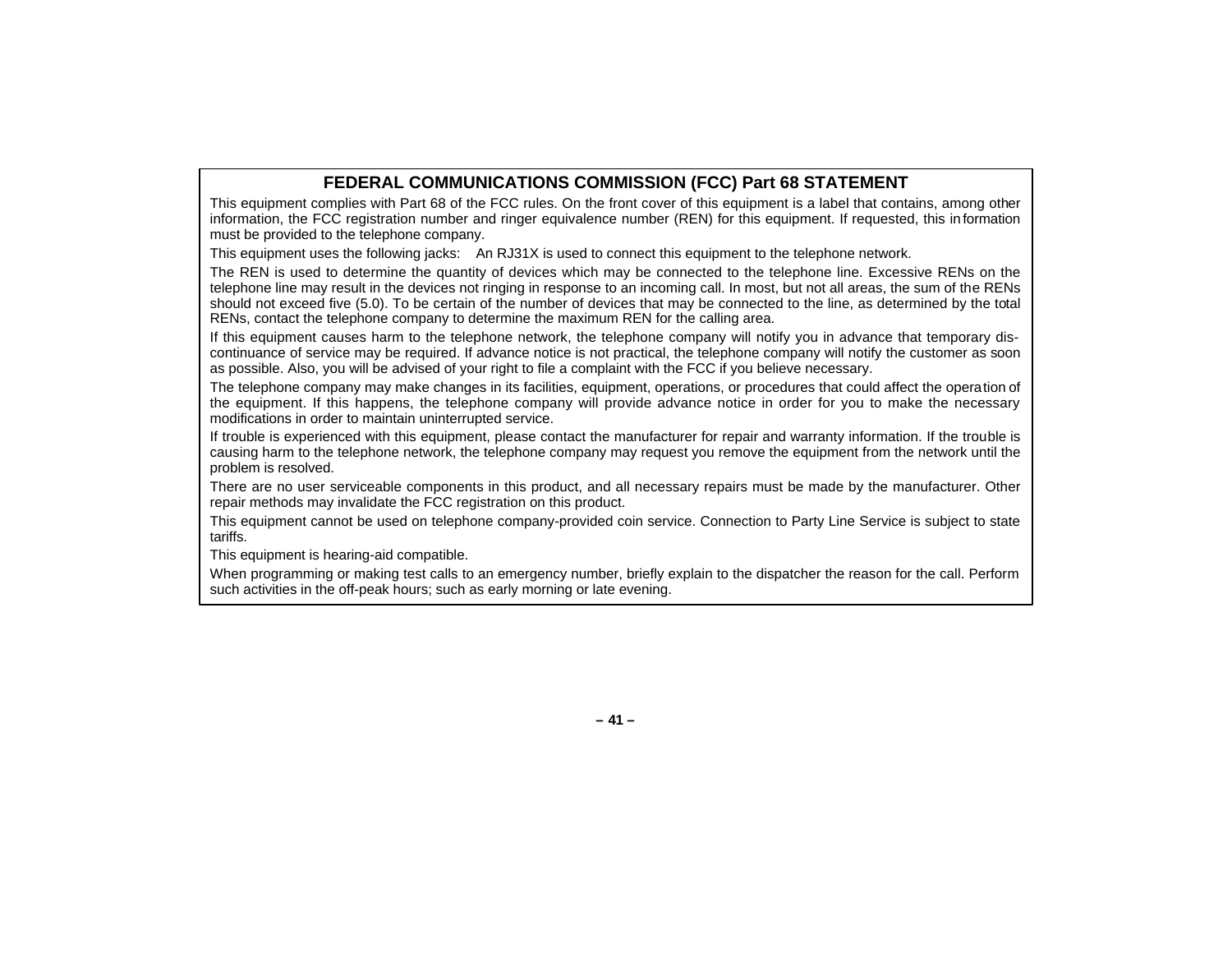## FEDERAL COMMUNICATIONS COMMISSION (FCC) Part 68 STATEMENT

This equipment complies with Part 68 of the FCC rules. On the front cover of this equipment is a label that contains, among other information, the FCC registration number and ringer equivalence number (REN) for this equipment. If requested, this information must be provided to the telephone company.

This equipment uses the following jacks: An RJ31X is used to connect this equipment to the telephone network.

The REN is used to determine the quantity of devices which may be connected to the telephone line. Excessive RENs on the telephone line may result in the devices not ringing in response to an incoming call. In most, but not all areas, the sum of the RENs should not exceed five (5.0). To be certain of the number of devices that may be connected to the line, as determined by the total RENs, contact the telephone company to determine the maximum REN for the calling area.

If this equipment causes harm to the telephone network, the telephone company will notify you in advance that temporary discontinuance of service may be required. If advance notice is not practical, the telephone company will notify the customer as soon as possible. Also, you will be advised of your right to file a complaint with the FCC if you believe necessary.

The telephone company may make changes in its facilities, equipment, operations, or procedures that could affect the operation of the equipment. If this happens, the telephone company will provide advance notice in order for you to make the necessary modifications in order to maintain uninterrupted service.

If trouble is experienced with this equipment, please contact the manufacturer for repair and warranty information. If the trouble is causing harm to the telephone network, the telephone company may request you remove the equipment from the network until the problem is resolved.

There are no user serviceable components in this product, and all necessary repairs must be made by the manufacturer. Other repair methods may invalidate the FCC registration on this product.

This equipment cannot be used on telephone company-provided coin service. Connection to Party Line Service is subject to state tariffs.

This equipment is hearing-aid compatible.

When programming or making test calls to an emergency number, briefly explain to the dispatcher the reason for the call. Perform such activities in the off-peak hours; such as early morning or late evening.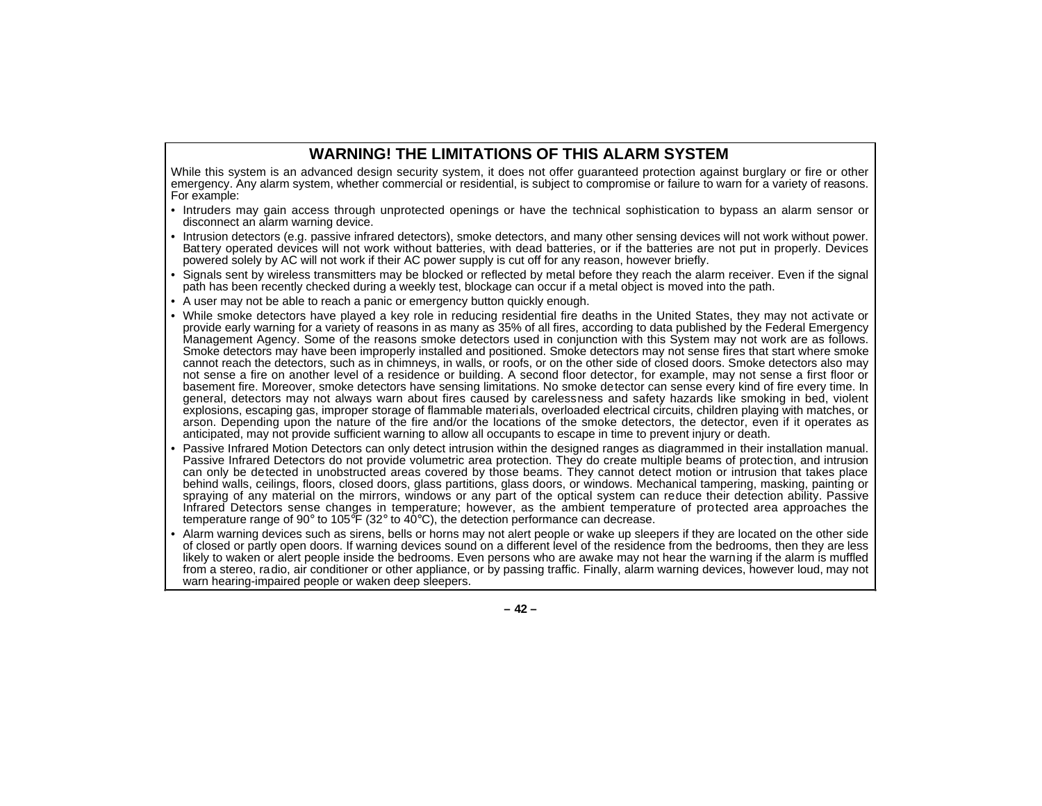## WARNING! THE LIMITATIONS OF THIS ALARM SYSTEM

While this system is an advanced design security system, it does not offer guaranteed protection against burglary or fire or other emergency. Any alarm system, whether commercial or residential, is subject to compromise or failure to warn for a variety of reasons. For example:

- Intruders may gain access through unprotected openings or have the technical sophistication to bypass an alarm sensor or disconnect an alarm warning device.
- Intrusion detectors (e.g. passive infrared detectors), smoke detectors, and many other sensing devices will not work without power. Battery operated devices will not work without batteries, with dead batteries, or if the batteries are not put in properly. Devices powered solely by AC will not work if their AC power supply is cut off for any reason, however briefly.
- Signals sent by wireless transmitters may be blocked or reflected by metal before they reach the alarm receiver. Even if the signal path has been recently checked during a weekly test, blockage can occur if a metal object is moved into the path.
- A user may not be able to reach a panic or emergency button quickly enough.
- While smoke detectors have played a key role in reducing residential fire deaths in the United States, they may not activate or provide early warning for a variety of reasons in as many as 35% of all fires, according to data published by the Federal Emergency Management Agency. Some of the reasons smoke detectors used in conjunction with this System may not work are as follows. Smoke detectors may have been improperly installed and positioned. Smoke detectors may not sense fires that start where smoke cannot reach the detectors, such as in chimneys, in walls, or roofs, or on the other side of closed doors. Smoke detectors also may not sense a fire on another level of a residence or building. A second floor detector, for example, may not sense a first floor or basement fire. Moreover, smoke detectors have sensing limitations. No smoke detector can sense every kind of fire every time. In general, detectors may not always warn about fires caused by carelessness and safety hazards like smoking in bed, violent explosions, escaping gas, improper storage of flammable materials, overloaded electrical circuits, children playing with matches, or arson. Depending upon the nature of the fire and/or the locations of the smoke detectors, the detector, even if it operates as anticipated, may not provide sufficient warning to allow all occupants to escape in time to prevent injury or death.
- Passive Infrared Motion Detectors can only detect intrusion within the designed ranges as diagrammed in their installation manual. Passive Infrared Detectors do not provide volumetric area protection. They do create multiple beams of protection, and intrusion can only be detected in unobstructed areas covered by those beams. They cannot detect motion or intrusion that takes place behind walls, ceilings, floors, closed doors, glass partitions, glass doors, or windows. Mechanical tampering, masking, painting or spraying of any material on the mirrors, windows or any part of the optical system can reduce their detection ability. Passive Infrared Detectors sense changes in temperature; however, as the ambient temperature of protected area approaches the temperature range of 90° to 105°F (32° to 40°C), the detection performance can decrease.
- Alarm warning devices such as sirens, bells or horns may not alert people or wake up sleepers if they are located on the other side of closed or partly open doors. If warning devices sound on a different level of the residence from the bedrooms, then they are less likely to waken or alert people inside the bedrooms. Even persons who are awake may not hear the warning if the alarm is muffled from a stereo, radio, air conditioner or other appliance, or by passing traffic. Finally, alarm warning devices, however loud, may not warn hearing-impaired people or waken deep sleepers.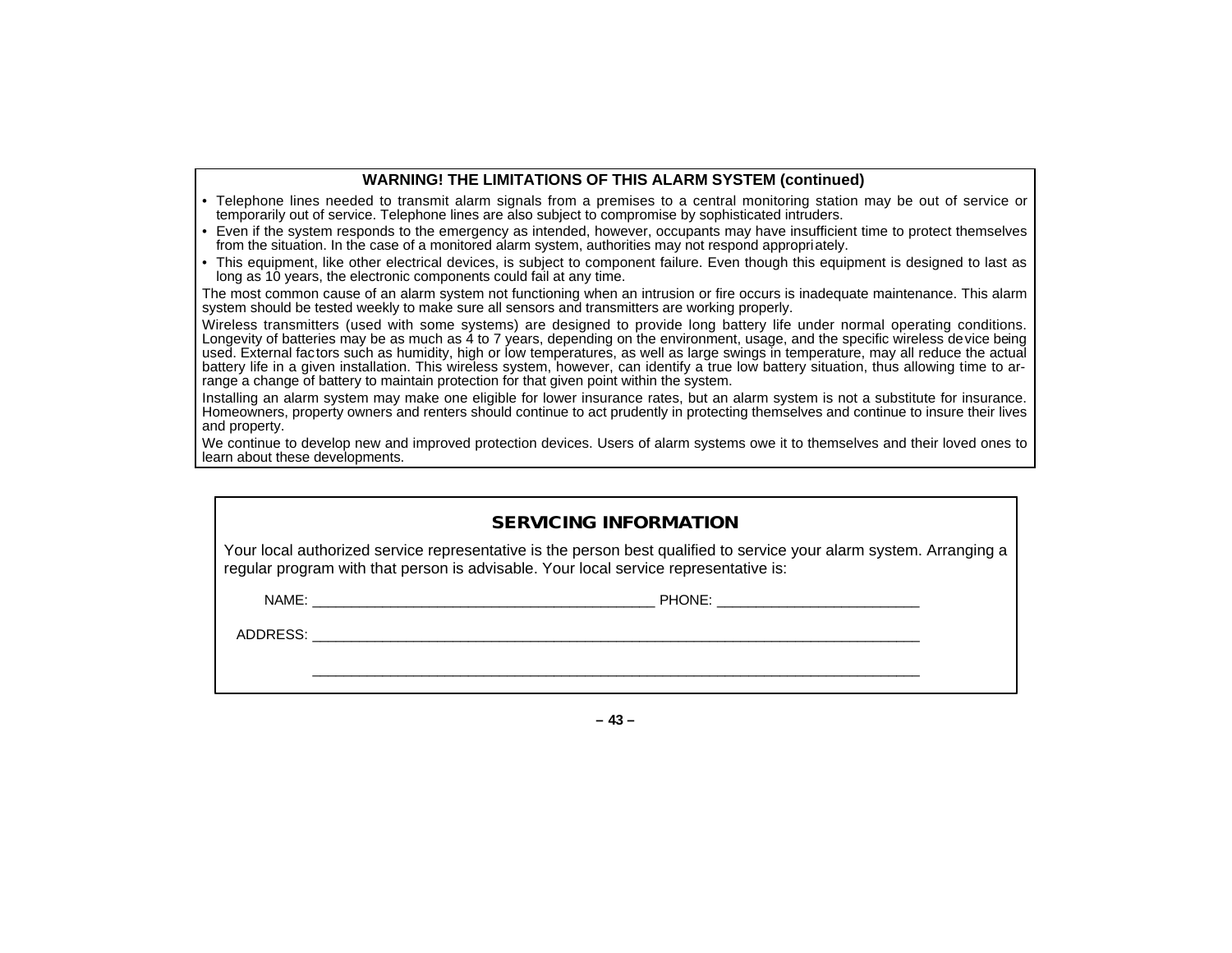## WARNING! THE LIMITATIONS OF THIS ALARM SYSTEM (continued)

- Telephone lines needed to transmit alarm signals from a premises to a central monitoring station may be out of service or temporarily out of service. Telephone lines are also subject to compromise by sophisticated intruders.
- Even if the system responds to the emergency as intended, however, occupants may have insufficient time to protect themselves from the situation. In the case of a monitored alarm system, authorities may not respond appropriately.
- This equipment, like other electrical devices, is subject to component failure. Even though this equipment is designed to last as long as 10 years, the electronic components could fail at any time.

The most common cause of an alarm system not functioning when an intrusion or fire occurs is inadequate maintenance. This alarm system should be tested weekly to make sure all sensors and transmitters are working properly.

Wireless transmitters (used with some systems) are designed to provide long battery life under normal operating conditions. Longevity of batteries may be as much as 4 to 7 years, depending on the environment, usage, and the specific wireless device being used. External factors such as humidity, high or low temperatures, as well as large swings in temperature, may all reduce the actual battery life in a given installation. This wireless system, however, can identify a true low battery situation, thus allowing time to arrange a change of battery to maintain protection for that given point within the system.

Installing an alarm system may make one eligible for lower insurance rates, but an alarm system is not a substitute for insurance. Homeowners, property owners and renters should continue to act prudently in protecting themselves and continue to insure their lives and property.

We continue to develop new and improved protection devices. Users of alarm systems owe it to themselves and their loved ones to learn about these developments.

## SERVICING INFORMATION

Your local authorized service representative is the person best qualified to service your alarm system. Arranging a regular program with that person is advisable. Your local service representative is:

NAME: ___________________________________________ PHONE: _________________________

ADDRESS: ______________________________________________________________________________

______________________________________________________________________________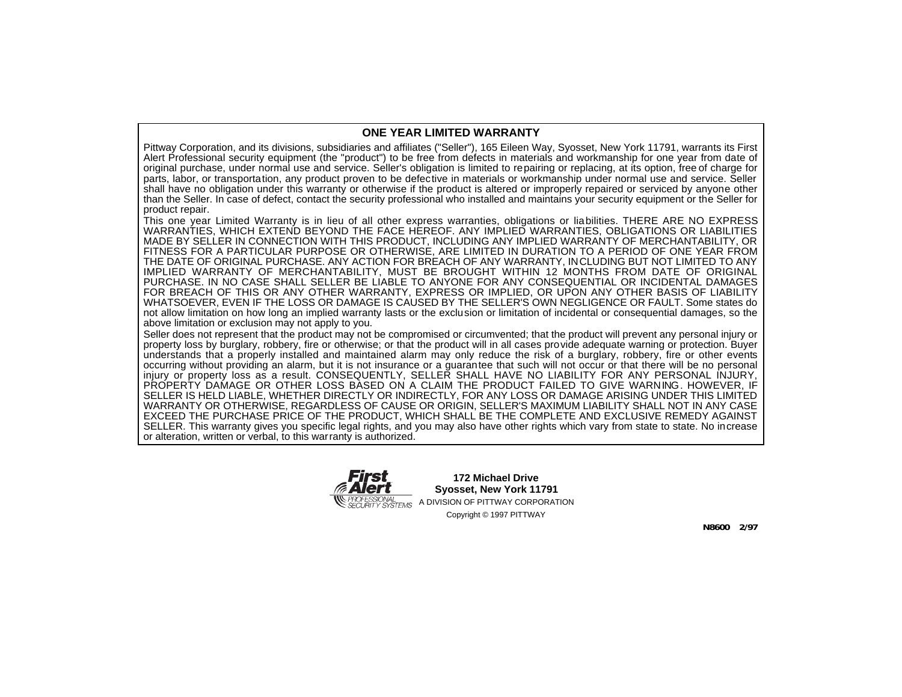## ONE YEAR LIMITED WARRANTY

Pittway Corporation, and its divisions, subsidiaries and affiliates ("Seller"), 165 Eileen Way, Syosset, New York 11791, warrants its First Alert Professional security equipment (the "product") to be free from defects in materials and workmanship for one year from date of original purchase, under normal use and service. Seller's obligation is limited to repairing or replacing, at its option, free of charge for parts, labor, or transportation, any product proven to be defective in materials or workmanship under normal use and service. Seller shall have no obligation under this warranty or otherwise if the product is altered or improperly repaired or serviced by anyone other than the Seller. In case of defect, contact the security professional who installed and maintains your security equipment or the Seller for product repair.

This one year Limited Warranty is in lieu of all other express warranties, obligations or liabilities. THERE ARE NO EXPRESS WARRANTIES, WHICH EXTEND BEYOND THE FACE HEREOF. ANY IMPLIED WARRANTIES, OBLIGATIONS OR LIABILITIES MADE BY SELLER IN CONNECTION WITH THIS PRODUCT, INCLUDING ANY IMPLIED WARRANTY OF MERCHANTABILITY, OR FITNESS FOR A PARTICULAR PURPOSE OR OTHERWISE, ARE LIMITED IN DURATION TO A PERIOD OF ONE YEAR FROM THE DATE OF ORIGINAL PURCHASE. ANY ACTION FOR BREACH OF ANY WARRANTY, INCLUDING BUT NOT LIMITED TO ANY IMPLIED WARRANTY OF MERCHANTABILITY, MUST BE BROUGHT WITHIN 12 MONTHS FROM DATE OF ORIGINAL PURCHASE. IN NO CASE SHALL SELLER BE LIABLE TO ANYONE FOR ANY CONSEQUENTIAL OR INCIDENTAL DAMAGES FOR BREACH OF THIS OR ANY OTHER WARRANTY, EXPRESS OR IMPLIED, OR UPON ANY OTHER BASIS OF LIABILITY WHATSOEVER, EVEN IF THE LOSS OR DAMAGE IS CAUSED BY THE SELLER'S OWN NEGLIGENCE OR FAULT. Some states do not allow limitation on how long an implied warranty lasts or the exclusion or limitation of incidental or consequential damages, so the above limitation or exclusion may not apply to you.

Seller does not represent that the product may not be compromised or circumvented; that the product will prevent any personal injury or property loss by burglary, robbery, fire or otherwise; or that the product will in all cases provide adequate warning or protection. Buyer understands that a properly installed and maintained alarm may only reduce the risk of a burglary, robbery, fire or other events occurring without providing an alarm, but it is not insurance or a guarantee that such will not occur or that there will be no personal injury or property loss as a result. CONSEQUENTLY, SELLER SHALL HAVE NO LIABILITY FOR ANY PERSONAL INJURY, PROPERTY DAMAGE OR OTHER LOSS BASED ON A CLAIM THE PRODUCT FAILED TO GIVE WARNING. HOWEVER, IF SELLER IS HELD LIABLE, WHETHER DIRECTLY OR INDIRECTLY, FOR ANY LOSS OR DAMAGE ARISING UNDER THIS LIMITED WARRANTY OR OTHERWISE, REGARDLESS OF CAUSE OR ORIGIN, SELLER'S MAXIMUM LIABILITY SHALL NOT IN ANY CASE EXCEED THE PURCHASE PRICE OF THE PRODUCT, WHICH SHALL BE THE COMPLETE AND EXCLUSIVE REMEDY AGAINST SELLER. This warranty gives you specific legal rights, and you may also have other rights which vary from state to state. No increase or alteration, written or verbal, to this warranty is authorized.

First Alert PROFESSIONAL SECURITY SYSTEMS

**172 Michael Drive**
**Syosset, New York 11791**
A DIVISION OF PITTWAY CORPORATION
Copyright © 1997 PITTWAY

**N8600 2/97**